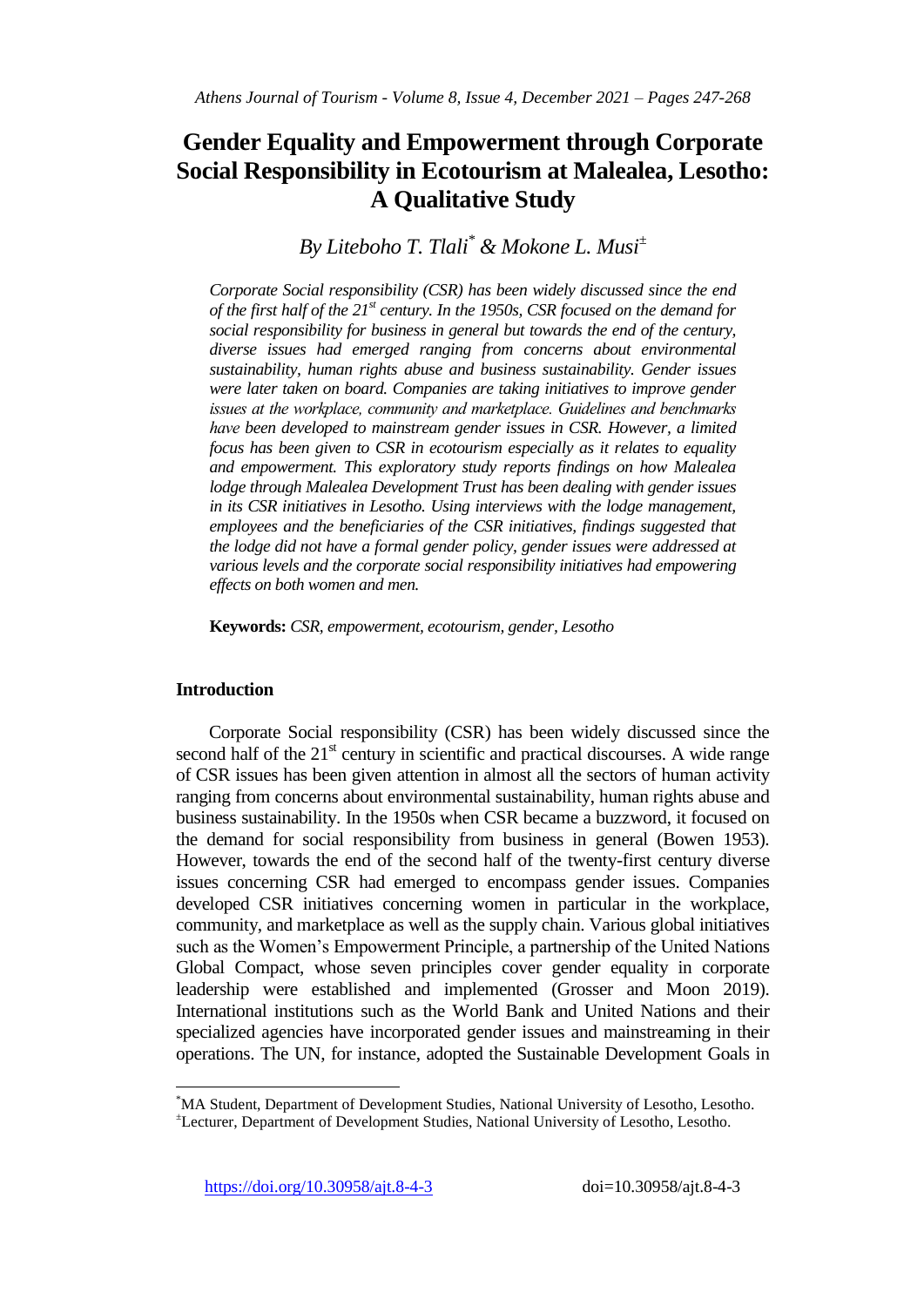# Gender Equality and Empowerment through Corporate Social Responsibility in Ecotourism at Malealea, Lesotho: A Qualitative Study

*By Liteboho T. Tlali[*] & Mokone L. Musi[±]*

*Corporate Social responsibility (CSR) has been widely discussed since the end of the first half of the 21st century. In the 1950s, CSR focused on the demand for social responsibility for business in general but towards the end of the century, diverse issues had emerged ranging from concerns about environmental sustainability, human rights abuse and business sustainability. Gender issues were later taken on board. Companies are taking initiatives to improve gender issues at the workplace, community and marketplace. Guidelines and benchmarks have been developed to mainstream gender issues in CSR. However, a limited focus has been given to CSR in ecotourism especially as it relates to equality and empowerment. This exploratory study reports findings on how Malealea lodge through Malealea Development Trust has been dealing with gender issues in its CSR initiatives in Lesotho. Using interviews with the lodge management, employees and the beneficiaries of the CSR initiatives, findings suggested that the lodge did not have a formal gender policy, gender issues were addressed at various levels and the corporate social responsibility initiatives had empowering effects on both women and men.*

**Keywords:** *CSR, empowerment, ecotourism, gender, Lesotho*

## Introduction

Corporate Social responsibility (CSR) has been widely discussed since the second half of the 21st century in scientific and practical discourses. A wide range of CSR issues has been given attention in almost all the sectors of human activity ranging from concerns about environmental sustainability, human rights abuse and business sustainability. In the 1950s when CSR became a buzzword, it focused on the demand for social responsibility from business in general (Bowen 1953). However, towards the end of the second half of the twenty-first century diverse issues concerning CSR had emerged to encompass gender issues. Companies developed CSR initiatives concerning women in particular in the workplace, community, and marketplace as well as the supply chain. Various global initiatives such as the Women's Empowerment Principle, a partnership of the United Nations Global Compact, whose seven principles cover gender equality in corporate leadership were established and implemented (Grosser and Moon 2019). International institutions such as the World Bank and United Nations and their specialized agencies have incorporated gender issues and mainstreaming in their operations. The UN, for instance, adopted the Sustainable Development Goals in

---

[*] MA Student, Department of Development Studies, National University of Lesotho, Lesotho.

[±] Lecturer, Department of Development Studies, National University of Lesotho, Lesotho.

https://doi.org/10.30958/ajt.8-4-3 doi=10.30958/ajt.8-4-3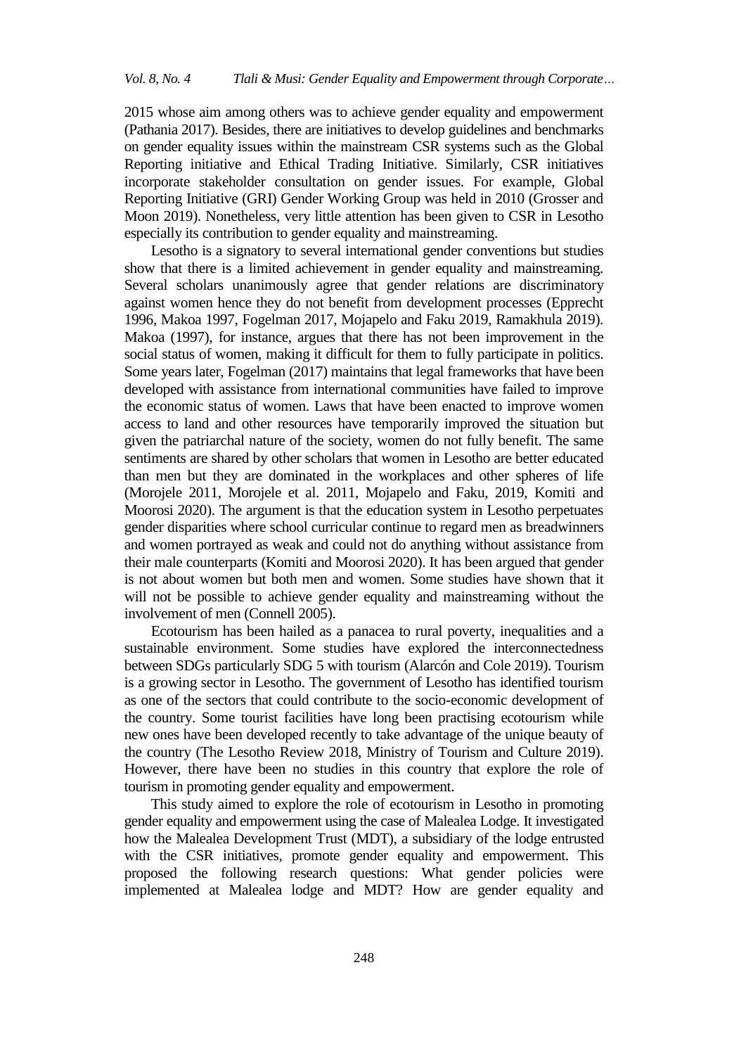2015 whose aim among others was to achieve gender equality and empowerment (Pathania 2017). Besides, there are initiatives to develop guidelines and benchmarks on gender equality issues within the mainstream CSR systems such as the Global Reporting initiative and Ethical Trading Initiative. Similarly, CSR initiatives incorporate stakeholder consultation on gender issues. For example, Global Reporting Initiative (GRI) Gender Working Group was held in 2010 (Grosser and Moon 2019). Nonetheless, very little attention has been given to CSR in Lesotho especially its contribution to gender equality and mainstreaming.

Lesotho is a signatory to several international gender conventions but studies show that there is a limited achievement in gender equality and mainstreaming. Several scholars unanimously agree that gender relations are discriminatory against women hence they do not benefit from development processes (Epprecht 1996, Makoa 1997, Fogelman 2017, Mojapelo and Faku 2019, Ramakhula 2019). Makoa (1997), for instance, argues that there has not been improvement in the social status of women, making it difficult for them to fully participate in politics. Some years later, Fogelman (2017) maintains that legal frameworks that have been developed with assistance from international communities have failed to improve the economic status of women. Laws that have been enacted to improve women access to land and other resources have temporarily improved the situation but given the patriarchal nature of the society, women do not fully benefit. The same sentiments are shared by other scholars that women in Lesotho are better educated than men but they are dominated in the workplaces and other spheres of life (Morojele 2011, Morojele et al. 2011, Mojapelo and Faku, 2019, Komiti and Moorosi 2020). The argument is that the education system in Lesotho perpetuates gender disparities where school curricular continue to regard men as breadwinners and women portrayed as weak and could not do anything without assistance from their male counterparts (Komiti and Moorosi 2020). It has been argued that gender is not about women but both men and women. Some studies have shown that it will not be possible to achieve gender equality and mainstreaming without the involvement of men (Connell 2005).

Ecotourism has been hailed as a panacea to rural poverty, inequalities and a sustainable environment. Some studies have explored the interconnectedness between SDGs particularly SDG 5 with tourism (Alarcón and Cole 2019). Tourism is a growing sector in Lesotho. The government of Lesotho has identified tourism as one of the sectors that could contribute to the socio-economic development of the country. Some tourist facilities have long been practising ecotourism while new ones have been developed recently to take advantage of the unique beauty of the country (The Lesotho Review 2018, Ministry of Tourism and Culture 2019). However, there have been no studies in this country that explore the role of tourism in promoting gender equality and empowerment.

This study aimed to explore the role of ecotourism in Lesotho in promoting gender equality and empowerment using the case of Malealea Lodge. It investigated how the Malealea Development Trust (MDT), a subsidiary of the lodge entrusted with the CSR initiatives, promote gender equality and empowerment. This proposed the following research questions: What gender policies were implemented at Malealea lodge and MDT? How are gender equality and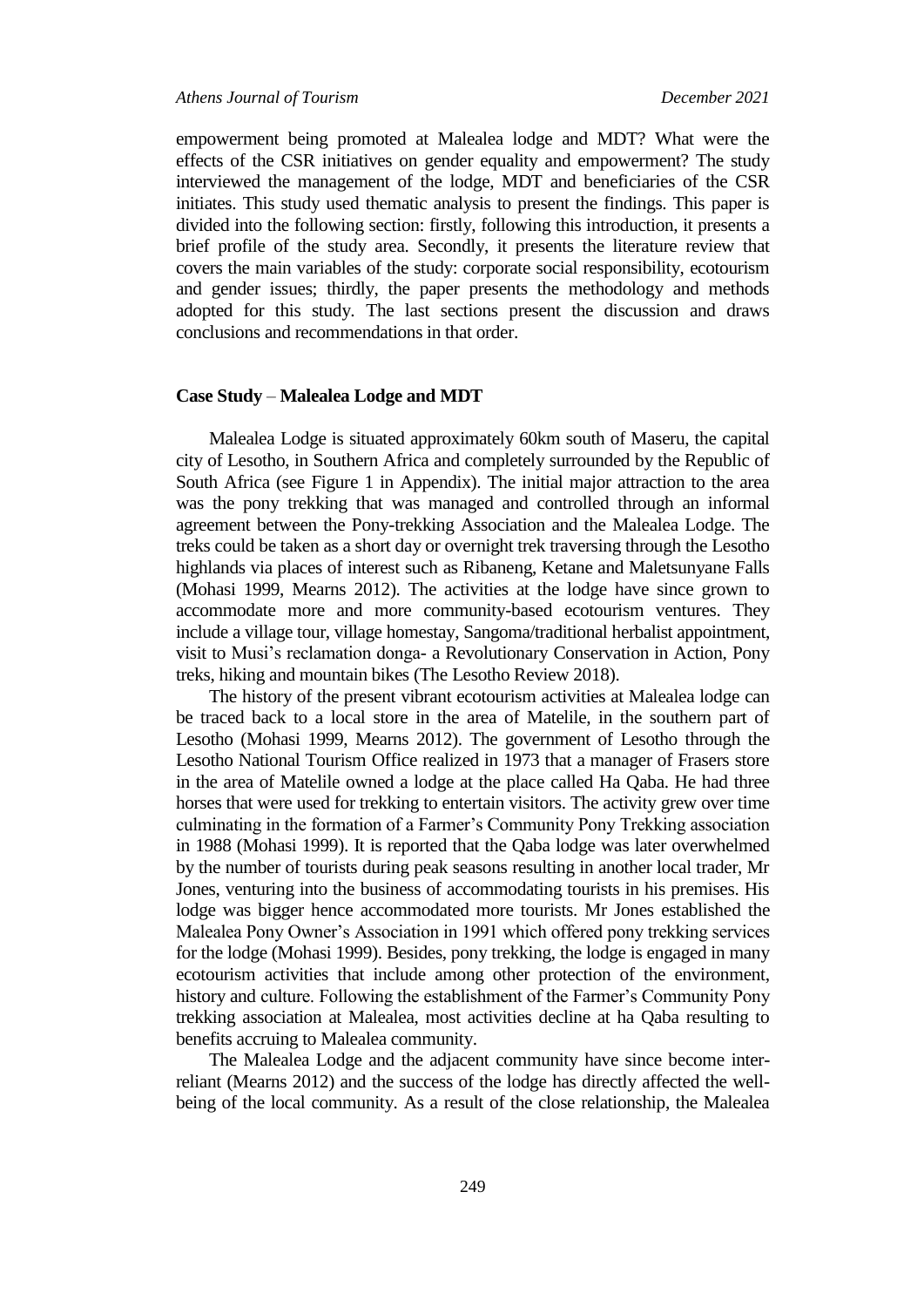empowerment being promoted at Malealea lodge and MDT? What were the effects of the CSR initiatives on gender equality and empowerment? The study interviewed the management of the lodge, MDT and beneficiaries of the CSR initiates. This study used thematic analysis to present the findings. This paper is divided into the following section: firstly, following this introduction, it presents a brief profile of the study area. Secondly, it presents the literature review that covers the main variables of the study: corporate social responsibility, ecotourism and gender issues; thirdly, the paper presents the methodology and methods adopted for this study. The last sections present the discussion and draws conclusions and recommendations in that order.

## Case Study – Malealea Lodge and MDT

Malealea Lodge is situated approximately 60km south of Maseru, the capital city of Lesotho, in Southern Africa and completely surrounded by the Republic of South Africa (see Figure 1 in Appendix). The initial major attraction to the area was the pony trekking that was managed and controlled through an informal agreement between the Pony-trekking Association and the Malealea Lodge. The treks could be taken as a short day or overnight trek traversing through the Lesotho highlands via places of interest such as Ribaneng, Ketane and Maletsunyane Falls (Mohasi 1999, Mearns 2012). The activities at the lodge have since grown to accommodate more and more community-based ecotourism ventures. They include a village tour, village homestay, Sangoma/traditional herbalist appointment, visit to Musi's reclamation donga- a Revolutionary Conservation in Action, Pony treks, hiking and mountain bikes (The Lesotho Review 2018).

The history of the present vibrant ecotourism activities at Malealea lodge can be traced back to a local store in the area of Matelile, in the southern part of Lesotho (Mohasi 1999, Mearns 2012). The government of Lesotho through the Lesotho National Tourism Office realized in 1973 that a manager of Frasers store in the area of Matelile owned a lodge at the place called Ha Qaba. He had three horses that were used for trekking to entertain visitors. The activity grew over time culminating in the formation of a Farmer's Community Pony Trekking association in 1988 (Mohasi 1999). It is reported that the Qaba lodge was later overwhelmed by the number of tourists during peak seasons resulting in another local trader, Mr Jones, venturing into the business of accommodating tourists in his premises. His lodge was bigger hence accommodated more tourists. Mr Jones established the Malealea Pony Owner's Association in 1991 which offered pony trekking services for the lodge (Mohasi 1999). Besides, pony trekking, the lodge is engaged in many ecotourism activities that include among other protection of the environment, history and culture. Following the establishment of the Farmer's Community Pony trekking association at Malealea, most activities decline at ha Qaba resulting to benefits accruing to Malealea community.

The Malealea Lodge and the adjacent community have since become inter-reliant (Mearns 2012) and the success of the lodge has directly affected the well-being of the local community. As a result of the close relationship, the Malealea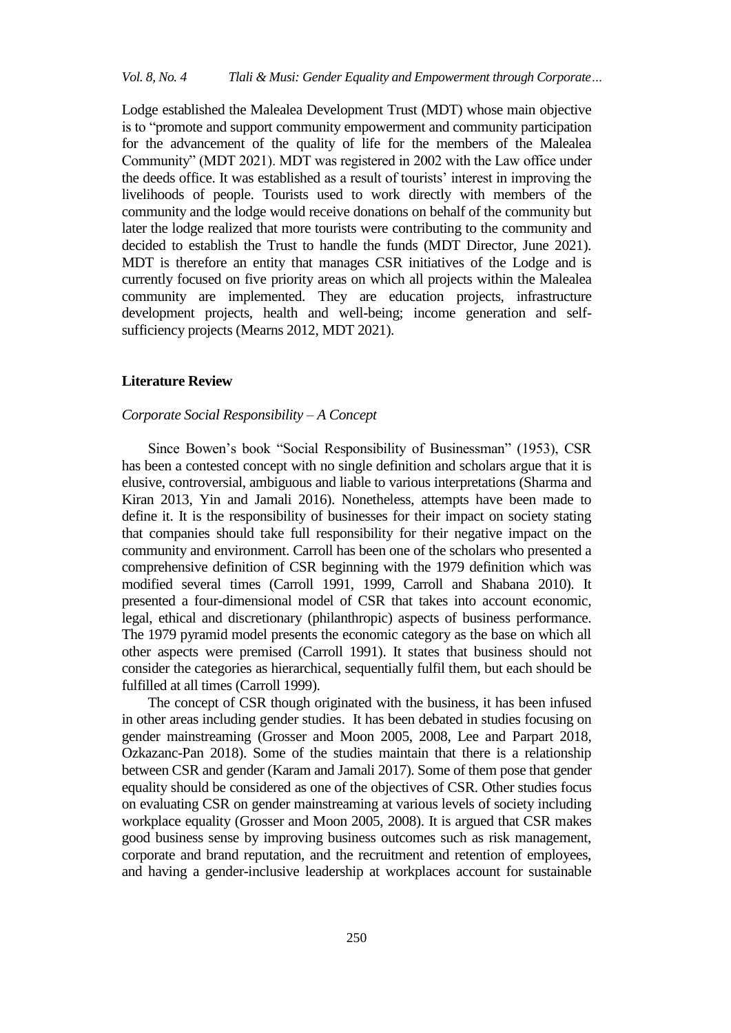Lodge established the Malealea Development Trust (MDT) whose main objective is to "promote and support community empowerment and community participation for the advancement of the quality of life for the members of the Malealea Community" (MDT 2021). MDT was registered in 2002 with the Law office under the deeds office. It was established as a result of tourists' interest in improving the livelihoods of people. Tourists used to work directly with members of the community and the lodge would receive donations on behalf of the community but later the lodge realized that more tourists were contributing to the community and decided to establish the Trust to handle the funds (MDT Director, June 2021). MDT is therefore an entity that manages CSR initiatives of the Lodge and is currently focused on five priority areas on which all projects within the Malealea community are implemented. They are education projects, infrastructure development projects, health and well-being; income generation and self-sufficiency projects (Mearns 2012, MDT 2021).

## Literature Review

### *Corporate Social Responsibility – A Concept*

Since Bowen's book "Social Responsibility of Businessman" (1953), CSR has been a contested concept with no single definition and scholars argue that it is elusive, controversial, ambiguous and liable to various interpretations (Sharma and Kiran 2013, Yin and Jamali 2016). Nonetheless, attempts have been made to define it. It is the responsibility of businesses for their impact on society stating that companies should take full responsibility for their negative impact on the community and environment. Carroll has been one of the scholars who presented a comprehensive definition of CSR beginning with the 1979 definition which was modified several times (Carroll 1991, 1999, Carroll and Shabana 2010). It presented a four-dimensional model of CSR that takes into account economic, legal, ethical and discretionary (philanthropic) aspects of business performance. The 1979 pyramid model presents the economic category as the base on which all other aspects were premised (Carroll 1991). It states that business should not consider the categories as hierarchical, sequentially fulfil them, but each should be fulfilled at all times (Carroll 1999).

The concept of CSR though originated with the business, it has been infused in other areas including gender studies. It has been debated in studies focusing on gender mainstreaming (Grosser and Moon 2005, 2008, Lee and Parpart 2018, Ozkazanc-Pan 2018). Some of the studies maintain that there is a relationship between CSR and gender (Karam and Jamali 2017). Some of them pose that gender equality should be considered as one of the objectives of CSR. Other studies focus on evaluating CSR on gender mainstreaming at various levels of society including workplace equality (Grosser and Moon 2005, 2008). It is argued that CSR makes good business sense by improving business outcomes such as risk management, corporate and brand reputation, and the recruitment and retention of employees, and having a gender-inclusive leadership at workplaces account for sustainable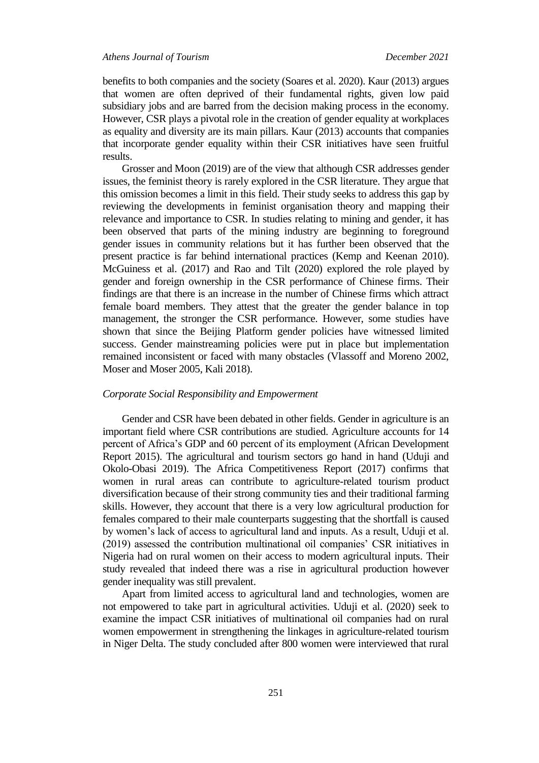benefits to both companies and the society (Soares et al. 2020). Kaur (2013) argues that women are often deprived of their fundamental rights, given low paid subsidiary jobs and are barred from the decision making process in the economy. However, CSR plays a pivotal role in the creation of gender equality at workplaces as equality and diversity are its main pillars. Kaur (2013) accounts that companies that incorporate gender equality within their CSR initiatives have seen fruitful results.

Grosser and Moon (2019) are of the view that although CSR addresses gender issues, the feminist theory is rarely explored in the CSR literature. They argue that this omission becomes a limit in this field. Their study seeks to address this gap by reviewing the developments in feminist organisation theory and mapping their relevance and importance to CSR. In studies relating to mining and gender, it has been observed that parts of the mining industry are beginning to foreground gender issues in community relations but it has further been observed that the present practice is far behind international practices (Kemp and Keenan 2010). McGuiness et al. (2017) and Rao and Tilt (2020) explored the role played by gender and foreign ownership in the CSR performance of Chinese firms. Their findings are that there is an increase in the number of Chinese firms which attract female board members. They attest that the greater the gender balance in top management, the stronger the CSR performance. However, some studies have shown that since the Beijing Platform gender policies have witnessed limited success. Gender mainstreaming policies were put in place but implementation remained inconsistent or faced with many obstacles (Vlassoff and Moreno 2002, Moser and Moser 2005, Kali 2018).

### *Corporate Social Responsibility and Empowerment*

Gender and CSR have been debated in other fields. Gender in agriculture is an important field where CSR contributions are studied. Agriculture accounts for 14 percent of Africa's GDP and 60 percent of its employment (African Development Report 2015). The agricultural and tourism sectors go hand in hand (Uduji and Okolo-Obasi 2019). The Africa Competitiveness Report (2017) confirms that women in rural areas can contribute to agriculture-related tourism product diversification because of their strong community ties and their traditional farming skills. However, they account that there is a very low agricultural production for females compared to their male counterparts suggesting that the shortfall is caused by women's lack of access to agricultural land and inputs. As a result, Uduji et al. (2019) assessed the contribution multinational oil companies' CSR initiatives in Nigeria had on rural women on their access to modern agricultural inputs. Their study revealed that indeed there was a rise in agricultural production however gender inequality was still prevalent.

Apart from limited access to agricultural land and technologies, women are not empowered to take part in agricultural activities. Uduji et al. (2020) seek to examine the impact CSR initiatives of multinational oil companies had on rural women empowerment in strengthening the linkages in agriculture-related tourism in Niger Delta. The study concluded after 800 women were interviewed that rural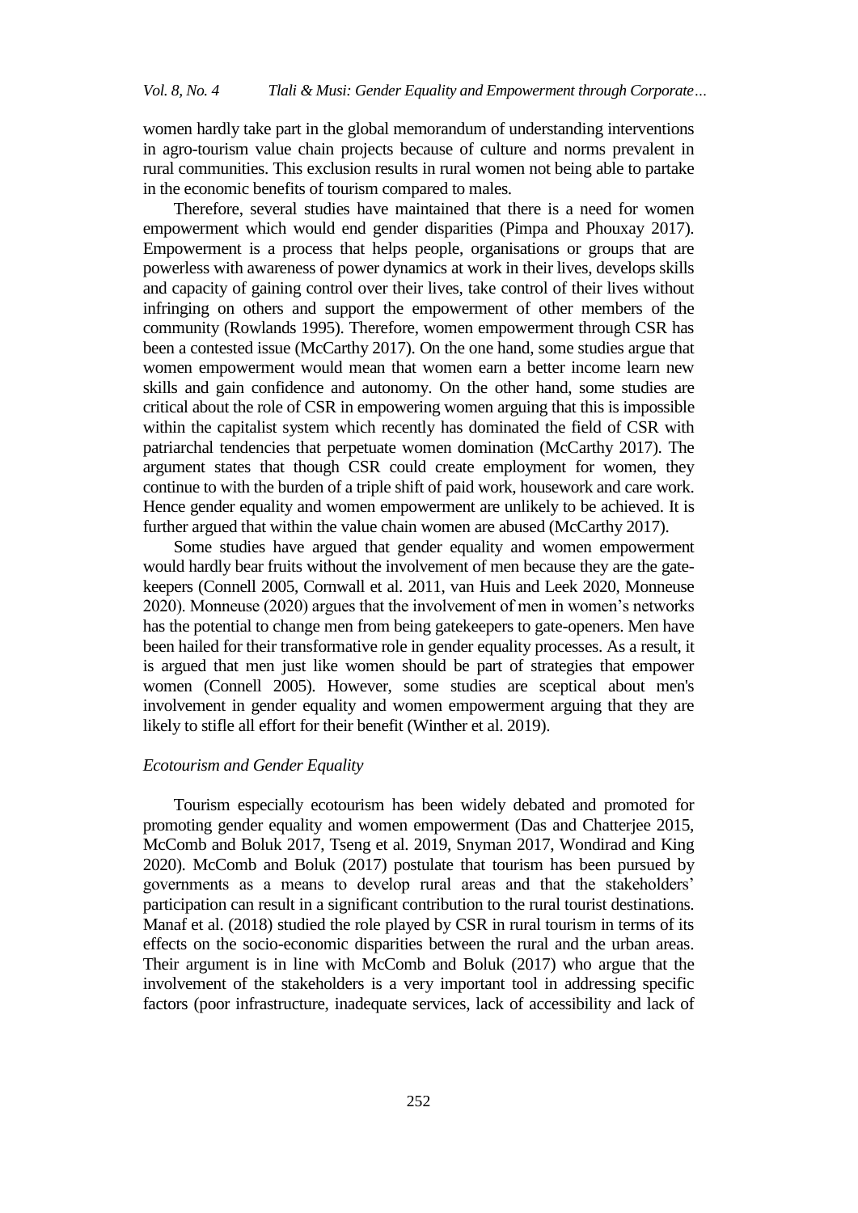women hardly take part in the global memorandum of understanding interventions in agro-tourism value chain projects because of culture and norms prevalent in rural communities. This exclusion results in rural women not being able to partake in the economic benefits of tourism compared to males.

Therefore, several studies have maintained that there is a need for women empowerment which would end gender disparities (Pimpa and Phouxay 2017). Empowerment is a process that helps people, organisations or groups that are powerless with awareness of power dynamics at work in their lives, develops skills and capacity of gaining control over their lives, take control of their lives without infringing on others and support the empowerment of other members of the community (Rowlands 1995). Therefore, women empowerment through CSR has been a contested issue (McCarthy 2017). On the one hand, some studies argue that women empowerment would mean that women earn a better income learn new skills and gain confidence and autonomy. On the other hand, some studies are critical about the role of CSR in empowering women arguing that this is impossible within the capitalist system which recently has dominated the field of CSR with patriarchal tendencies that perpetuate women domination (McCarthy 2017). The argument states that though CSR could create employment for women, they continue to with the burden of a triple shift of paid work, housework and care work. Hence gender equality and women empowerment are unlikely to be achieved. It is further argued that within the value chain women are abused (McCarthy 2017).

Some studies have argued that gender equality and women empowerment would hardly bear fruits without the involvement of men because they are the gate-keepers (Connell 2005, Cornwall et al. 2011, van Huis and Leek 2020, Monneuse 2020). Monneuse (2020) argues that the involvement of men in women's networks has the potential to change men from being gatekeepers to gate-openers. Men have been hailed for their transformative role in gender equality processes. As a result, it is argued that men just like women should be part of strategies that empower women (Connell 2005). However, some studies are sceptical about men's involvement in gender equality and women empowerment arguing that they are likely to stifle all effort for their benefit (Winther et al. 2019).

### *Ecotourism and Gender Equality*

Tourism especially ecotourism has been widely debated and promoted for promoting gender equality and women empowerment (Das and Chatterjee 2015, McComb and Boluk 2017, Tseng et al. 2019, Snyman 2017, Wondirad and King 2020). McComb and Boluk (2017) postulate that tourism has been pursued by governments as a means to develop rural areas and that the stakeholders' participation can result in a significant contribution to the rural tourist destinations. Manaf et al. (2018) studied the role played by CSR in rural tourism in terms of its effects on the socio-economic disparities between the rural and the urban areas. Their argument is in line with McComb and Boluk (2017) who argue that the involvement of the stakeholders is a very important tool in addressing specific factors (poor infrastructure, inadequate services, lack of accessibility and lack of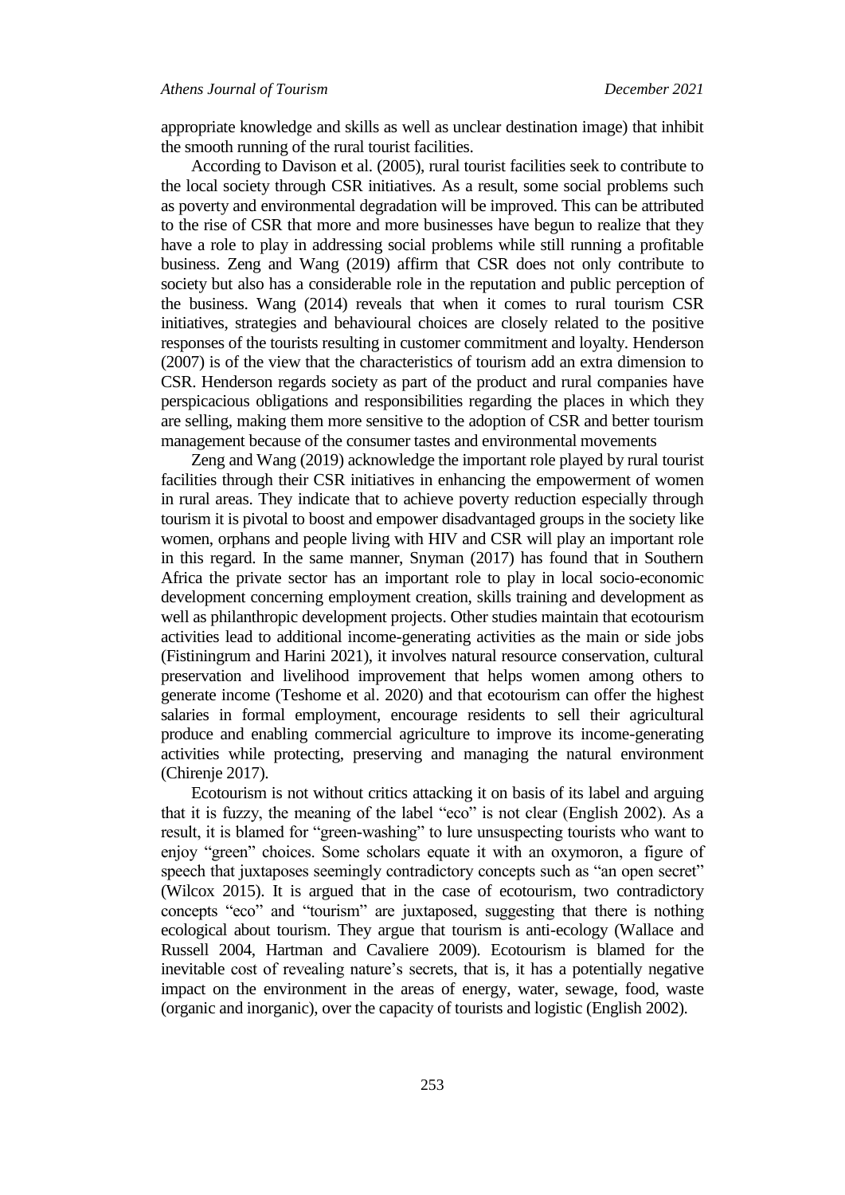appropriate knowledge and skills as well as unclear destination image) that inhibit the smooth running of the rural tourist facilities.

According to Davison et al. (2005), rural tourist facilities seek to contribute to the local society through CSR initiatives. As a result, some social problems such as poverty and environmental degradation will be improved. This can be attributed to the rise of CSR that more and more businesses have begun to realize that they have a role to play in addressing social problems while still running a profitable business. Zeng and Wang (2019) affirm that CSR does not only contribute to society but also has a considerable role in the reputation and public perception of the business. Wang (2014) reveals that when it comes to rural tourism CSR initiatives, strategies and behavioural choices are closely related to the positive responses of the tourists resulting in customer commitment and loyalty. Henderson (2007) is of the view that the characteristics of tourism add an extra dimension to CSR. Henderson regards society as part of the product and rural companies have perspicacious obligations and responsibilities regarding the places in which they are selling, making them more sensitive to the adoption of CSR and better tourism management because of the consumer tastes and environmental movements

Zeng and Wang (2019) acknowledge the important role played by rural tourist facilities through their CSR initiatives in enhancing the empowerment of women in rural areas. They indicate that to achieve poverty reduction especially through tourism it is pivotal to boost and empower disadvantaged groups in the society like women, orphans and people living with HIV and CSR will play an important role in this regard. In the same manner, Snyman (2017) has found that in Southern Africa the private sector has an important role to play in local socio-economic development concerning employment creation, skills training and development as well as philanthropic development projects. Other studies maintain that ecotourism activities lead to additional income-generating activities as the main or side jobs (Fistiningrum and Harini 2021), it involves natural resource conservation, cultural preservation and livelihood improvement that helps women among others to generate income (Teshome et al. 2020) and that ecotourism can offer the highest salaries in formal employment, encourage residents to sell their agricultural produce and enabling commercial agriculture to improve its income-generating activities while protecting, preserving and managing the natural environment (Chirenje 2017).

Ecotourism is not without critics attacking it on basis of its label and arguing that it is fuzzy, the meaning of the label "eco" is not clear (English 2002). As a result, it is blamed for "green-washing" to lure unsuspecting tourists who want to enjoy "green" choices. Some scholars equate it with an oxymoron, a figure of speech that juxtaposes seemingly contradictory concepts such as "an open secret" (Wilcox 2015). It is argued that in the case of ecotourism, two contradictory concepts "eco" and "tourism" are juxtaposed, suggesting that there is nothing ecological about tourism. They argue that tourism is anti-ecology (Wallace and Russell 2004, Hartman and Cavaliere 2009). Ecotourism is blamed for the inevitable cost of revealing nature's secrets, that is, it has a potentially negative impact on the environment in the areas of energy, water, sewage, food, waste (organic and inorganic), over the capacity of tourists and logistic (English 2002).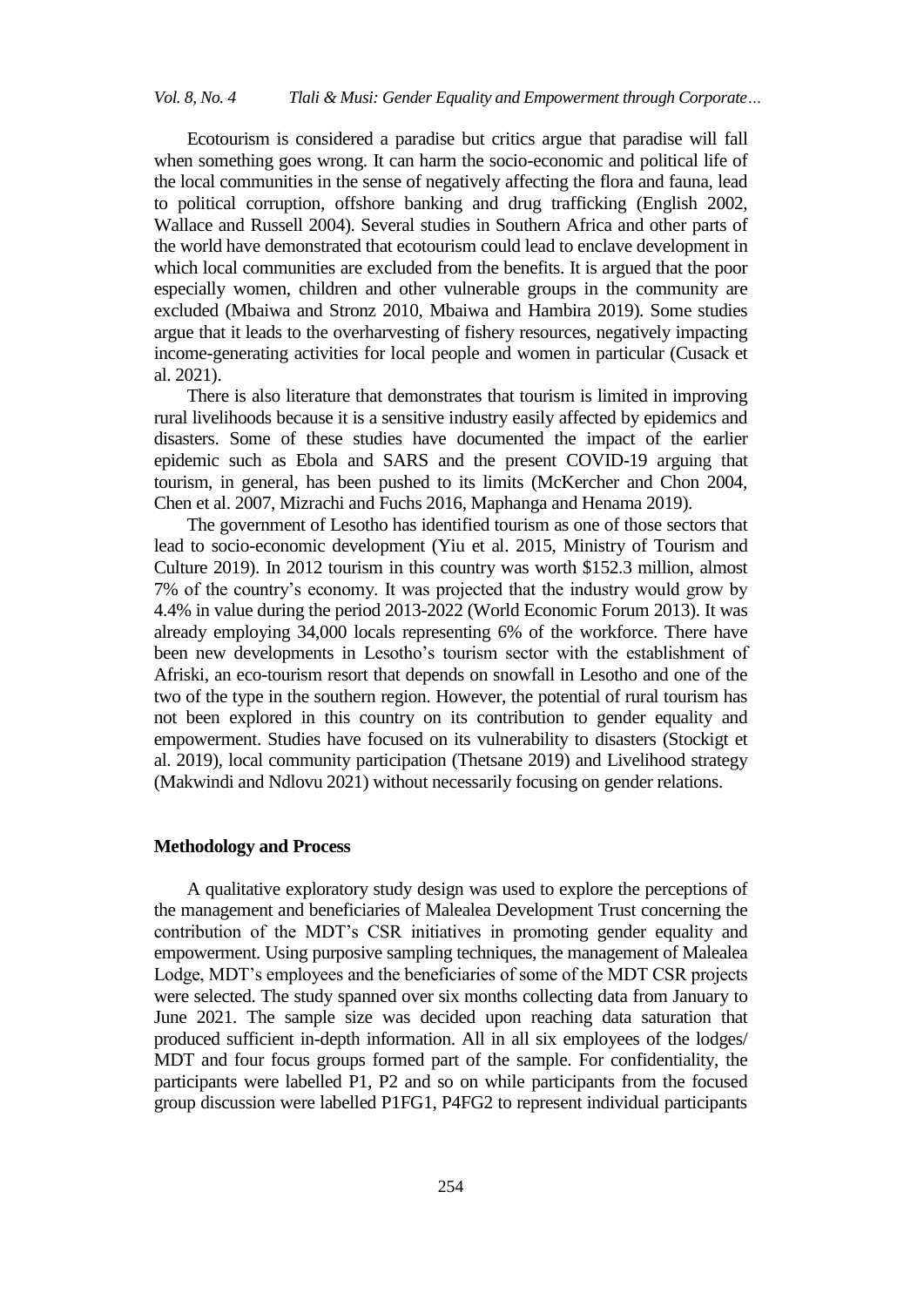Ecotourism is considered a paradise but critics argue that paradise will fall when something goes wrong. It can harm the socio-economic and political life of the local communities in the sense of negatively affecting the flora and fauna, lead to political corruption, offshore banking and drug trafficking (English 2002, Wallace and Russell 2004). Several studies in Southern Africa and other parts of the world have demonstrated that ecotourism could lead to enclave development in which local communities are excluded from the benefits. It is argued that the poor especially women, children and other vulnerable groups in the community are excluded (Mbaiwa and Stronz 2010, Mbaiwa and Hambira 2019). Some studies argue that it leads to the overharvesting of fishery resources, negatively impacting income-generating activities for local people and women in particular (Cusack et al. 2021).

There is also literature that demonstrates that tourism is limited in improving rural livelihoods because it is a sensitive industry easily affected by epidemics and disasters. Some of these studies have documented the impact of the earlier epidemic such as Ebola and SARS and the present COVID-19 arguing that tourism, in general, has been pushed to its limits (McKercher and Chon 2004, Chen et al. 2007, Mizrachi and Fuchs 2016, Maphanga and Henama 2019).

The government of Lesotho has identified tourism as one of those sectors that lead to socio-economic development (Yiu et al. 2015, Ministry of Tourism and Culture 2019). In 2012 tourism in this country was worth $152.3 million, almost 7% of the country's economy. It was projected that the industry would grow by 4.4% in value during the period 2013-2022 (World Economic Forum 2013). It was already employing 34,000 locals representing 6% of the workforce. There have been new developments in Lesotho's tourism sector with the establishment of Afriski, an eco-tourism resort that depends on snowfall in Lesotho and one of the two of the type in the southern region. However, the potential of rural tourism has not been explored in this country on its contribution to gender equality and empowerment. Studies have focused on its vulnerability to disasters (Stockigt et al. 2019), local community participation (Thetsane 2019) and Livelihood strategy (Makwindi and Ndlovu 2021) without necessarily focusing on gender relations.

## Methodology and Process

A qualitative exploratory study design was used to explore the perceptions of the management and beneficiaries of Malealea Development Trust concerning the contribution of the MDT's CSR initiatives in promoting gender equality and empowerment. Using purposive sampling techniques, the management of Malealea Lodge, MDT's employees and the beneficiaries of some of the MDT CSR projects were selected. The study spanned over six months collecting data from January to June 2021. The sample size was decided upon reaching data saturation that produced sufficient in-depth information. All in all six employees of the lodges/ MDT and four focus groups formed part of the sample. For confidentiality, the participants were labelled P1, P2 and so on while participants from the focused group discussion were labelled P1FG1, P4FG2 to represent individual participants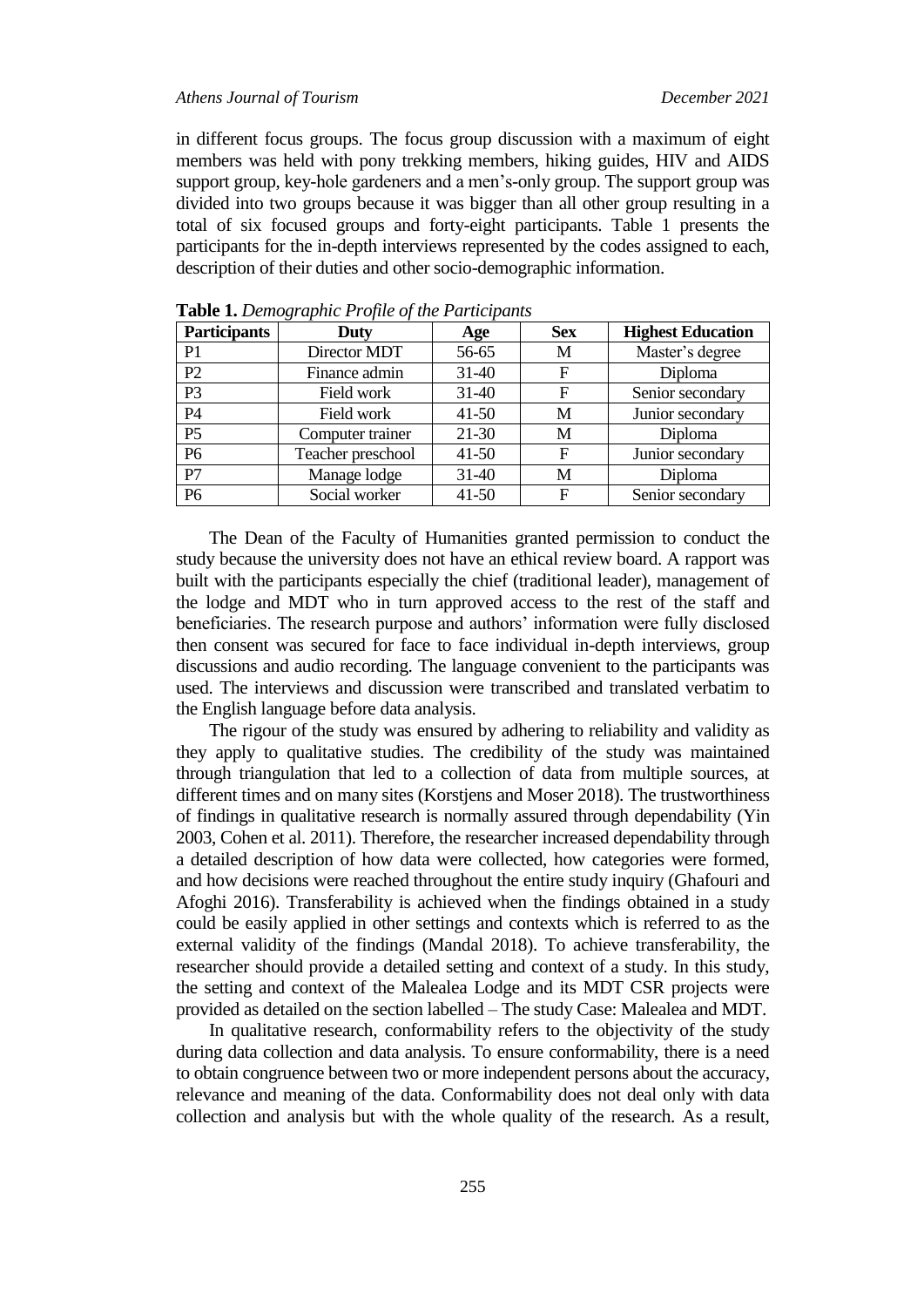in different focus groups. The focus group discussion with a maximum of eight members was held with pony trekking members, hiking guides, HIV and AIDS support group, key-hole gardeners and a men's-only group. The support group was divided into two groups because it was bigger than all other group resulting in a total of six focused groups and forty-eight participants. Table 1 presents the participants for the in-depth interviews represented by the codes assigned to each, description of their duties and other socio-demographic information.

**Table 1.** *Demographic Profile of the Participants*

| Participants | Duty | Age | Sex | Highest Education |
|---|---|---|---|---|
| P1 | Director MDT | 56-65 | M | Master's degree |
| P2 | Finance admin | 31-40 | F | Diploma |
| P3 | Field work | 31-40 | F | Senior secondary |
| P4 | Field work | 41-50 | M | Junior secondary |
| P5 | Computer trainer | 21-30 | M | Diploma |
| P6 | Teacher preschool | 41-50 | F | Junior secondary |
| P7 | Manage lodge | 31-40 | M | Diploma |
| P6 | Social worker | 41-50 | F | Senior secondary |

The Dean of the Faculty of Humanities granted permission to conduct the study because the university does not have an ethical review board. A rapport was built with the participants especially the chief (traditional leader), management of the lodge and MDT who in turn approved access to the rest of the staff and beneficiaries. The research purpose and authors' information were fully disclosed then consent was secured for face to face individual in-depth interviews, group discussions and audio recording. The language convenient to the participants was used. The interviews and discussion were transcribed and translated verbatim to the English language before data analysis.

The rigour of the study was ensured by adhering to reliability and validity as they apply to qualitative studies. The credibility of the study was maintained through triangulation that led to a collection of data from multiple sources, at different times and on many sites (Korstjens and Moser 2018). The trustworthiness of findings in qualitative research is normally assured through dependability (Yin 2003, Cohen et al. 2011). Therefore, the researcher increased dependability through a detailed description of how data were collected, how categories were formed, and how decisions were reached throughout the entire study inquiry (Ghafouri and Afoghi 2016). Transferability is achieved when the findings obtained in a study could be easily applied in other settings and contexts which is referred to as the external validity of the findings (Mandal 2018). To achieve transferability, the researcher should provide a detailed setting and context of a study. In this study, the setting and context of the Malealea Lodge and its MDT CSR projects were provided as detailed on the section labelled – The study Case: Malealea and MDT.

In qualitative research, conformability refers to the objectivity of the study during data collection and data analysis. To ensure conformability, there is a need to obtain congruence between two or more independent persons about the accuracy, relevance and meaning of the data. Conformability does not deal only with data collection and analysis but with the whole quality of the research. As a result,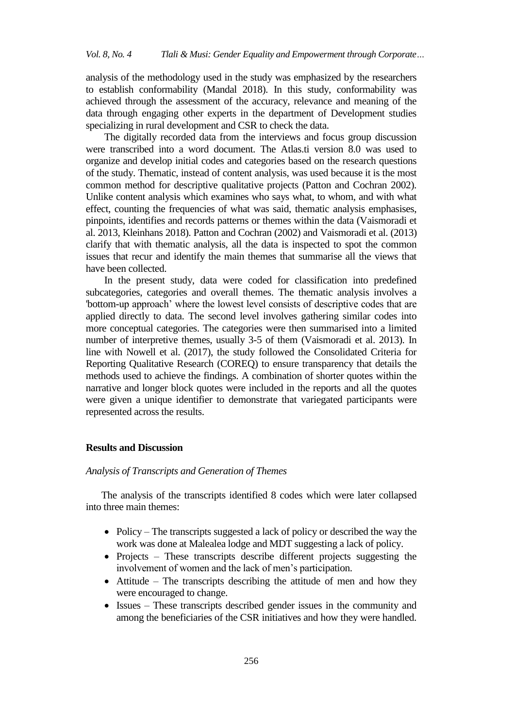analysis of the methodology used in the study was emphasized by the researchers to establish conformability (Mandal 2018). In this study, conformability was achieved through the assessment of the accuracy, relevance and meaning of the data through engaging other experts in the department of Development studies specializing in rural development and CSR to check the data.

The digitally recorded data from the interviews and focus group discussion were transcribed into a word document. The Atlas.ti version 8.0 was used to organize and develop initial codes and categories based on the research questions of the study. Thematic, instead of content analysis, was used because it is the most common method for descriptive qualitative projects (Patton and Cochran 2002). Unlike content analysis which examines who says what, to whom, and with what effect, counting the frequencies of what was said, thematic analysis emphasises, pinpoints, identifies and records patterns or themes within the data (Vaismoradi et al. 2013, Kleinhans 2018). Patton and Cochran (2002) and Vaismoradi et al. (2013) clarify that with thematic analysis, all the data is inspected to spot the common issues that recur and identify the main themes that summarise all the views that have been collected.

In the present study, data were coded for classification into predefined subcategories, categories and overall themes. The thematic analysis involves a 'bottom-up approach' where the lowest level consists of descriptive codes that are applied directly to data. The second level involves gathering similar codes into more conceptual categories. The categories were then summarised into a limited number of interpretive themes, usually 3-5 of them (Vaismoradi et al. 2013). In line with Nowell et al. (2017), the study followed the Consolidated Criteria for Reporting Qualitative Research (COREQ) to ensure transparency that details the methods used to achieve the findings. A combination of shorter quotes within the narrative and longer block quotes were included in the reports and all the quotes were given a unique identifier to demonstrate that variegated participants were represented across the results.

## Results and Discussion

### *Analysis of Transcripts and Generation of Themes*

The analysis of the transcripts identified 8 codes which were later collapsed into three main themes:

- Policy – The transcripts suggested a lack of policy or described the way the work was done at Malealea lodge and MDT suggesting a lack of policy.
- Projects – These transcripts describe different projects suggesting the involvement of women and the lack of men's participation.
- Attitude – The transcripts describing the attitude of men and how they were encouraged to change.
- Issues – These transcripts described gender issues in the community and among the beneficiaries of the CSR initiatives and how they were handled.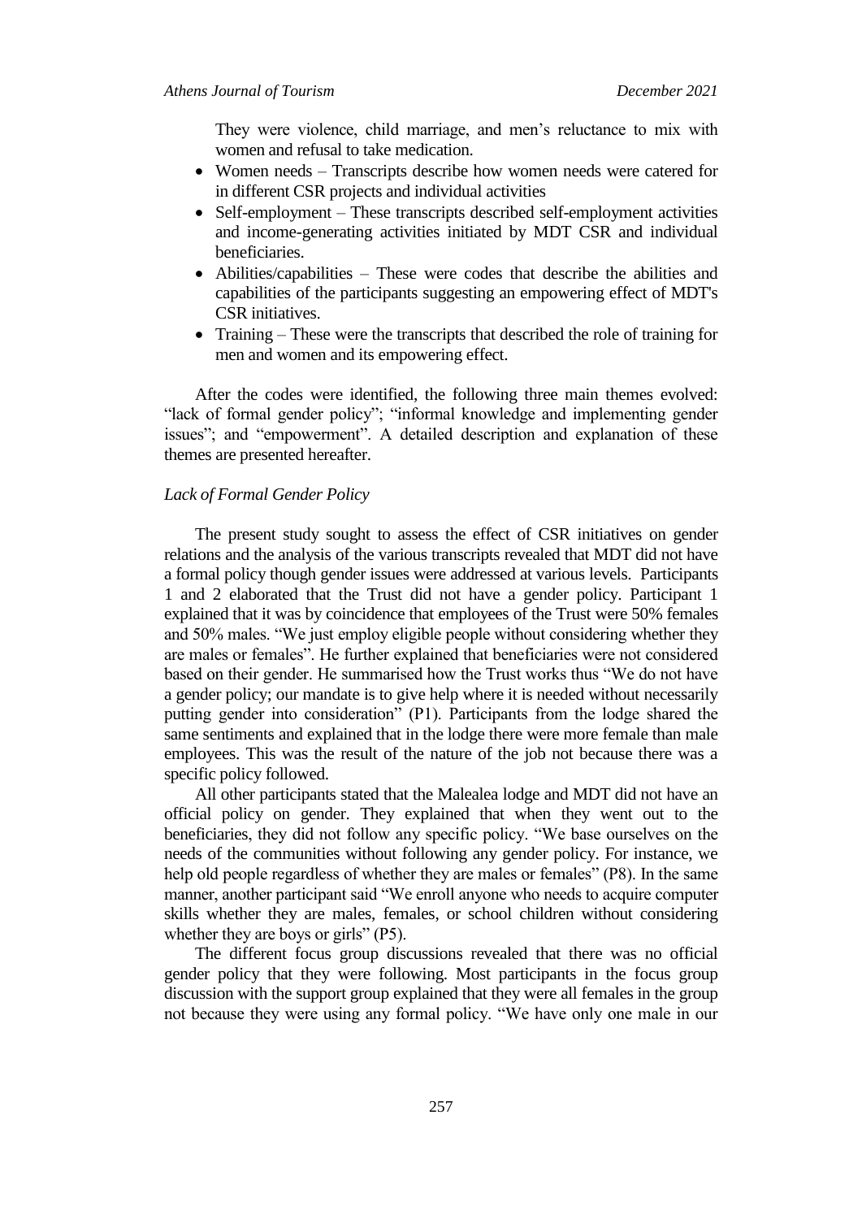They were violence, child marriage, and men's reluctance to mix with women and refusal to take medication.

- Women needs – Transcripts describe how women needs were catered for in different CSR projects and individual activities
- Self-employment – These transcripts described self-employment activities and income-generating activities initiated by MDT CSR and individual beneficiaries.
- Abilities/capabilities – These were codes that describe the abilities and capabilities of the participants suggesting an empowering effect of MDT's CSR initiatives.
- Training – These were the transcripts that described the role of training for men and women and its empowering effect.

After the codes were identified, the following three main themes evolved: "lack of formal gender policy"; "informal knowledge and implementing gender issues"; and "empowerment". A detailed description and explanation of these themes are presented hereafter.

*Lack of Formal Gender Policy*

The present study sought to assess the effect of CSR initiatives on gender relations and the analysis of the various transcripts revealed that MDT did not have a formal policy though gender issues were addressed at various levels. Participants 1 and 2 elaborated that the Trust did not have a gender policy. Participant 1 explained that it was by coincidence that employees of the Trust were 50% females and 50% males. "We just employ eligible people without considering whether they are males or females". He further explained that beneficiaries were not considered based on their gender. He summarised how the Trust works thus "We do not have a gender policy; our mandate is to give help where it is needed without necessarily putting gender into consideration" (P1). Participants from the lodge shared the same sentiments and explained that in the lodge there were more female than male employees. This was the result of the nature of the job not because there was a specific policy followed.

All other participants stated that the Malealea lodge and MDT did not have an official policy on gender. They explained that when they went out to the beneficiaries, they did not follow any specific policy. "We base ourselves on the needs of the communities without following any gender policy. For instance, we help old people regardless of whether they are males or females" (P8). In the same manner, another participant said "We enroll anyone who needs to acquire computer skills whether they are males, females, or school children without considering whether they are boys or girls" (P5).

The different focus group discussions revealed that there was no official gender policy that they were following. Most participants in the focus group discussion with the support group explained that they were all females in the group not because they were using any formal policy. "We have only one male in our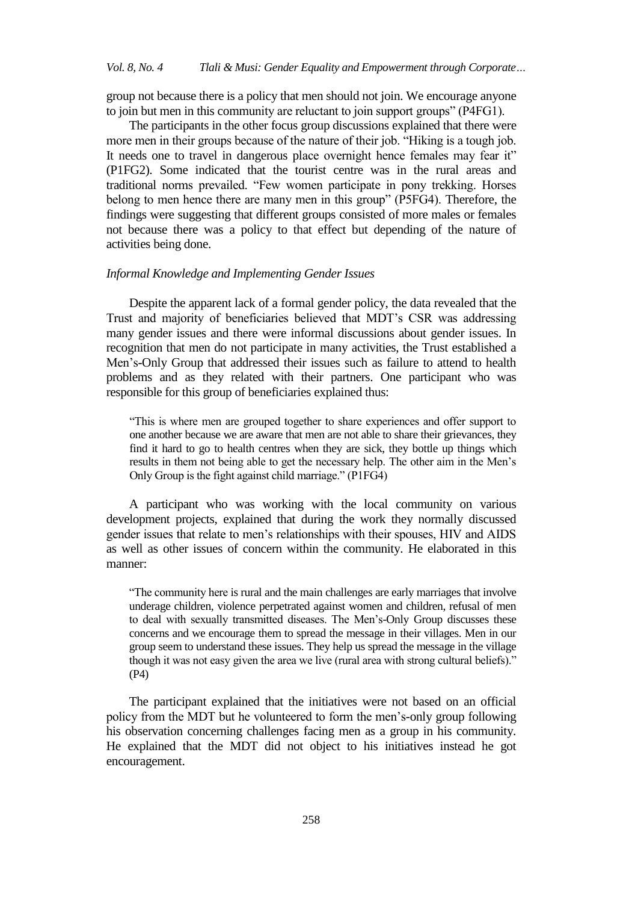group not because there is a policy that men should not join. We encourage anyone to join but men in this community are reluctant to join support groups" (P4FG1).

The participants in the other focus group discussions explained that there were more men in their groups because of the nature of their job. "Hiking is a tough job. It needs one to travel in dangerous place overnight hence females may fear it" (P1FG2). Some indicated that the tourist centre was in the rural areas and traditional norms prevailed. "Few women participate in pony trekking. Horses belong to men hence there are many men in this group" (P5FG4). Therefore, the findings were suggesting that different groups consisted of more males or females not because there was a policy to that effect but depending of the nature of activities being done.

*Informal Knowledge and Implementing Gender Issues*

Despite the apparent lack of a formal gender policy, the data revealed that the Trust and majority of beneficiaries believed that MDT's CSR was addressing many gender issues and there were informal discussions about gender issues. In recognition that men do not participate in many activities, the Trust established a Men's-Only Group that addressed their issues such as failure to attend to health problems and as they related with their partners. One participant who was responsible for this group of beneficiaries explained thus:

> "This is where men are grouped together to share experiences and offer support to one another because we are aware that men are not able to share their grievances, they find it hard to go to health centres when they are sick, they bottle up things which results in them not being able to get the necessary help. The other aim in the Men's Only Group is the fight against child marriage." (P1FG4)

A participant who was working with the local community on various development projects, explained that during the work they normally discussed gender issues that relate to men's relationships with their spouses, HIV and AIDS as well as other issues of concern within the community. He elaborated in this manner:

> "The community here is rural and the main challenges are early marriages that involve underage children, violence perpetrated against women and children, refusal of men to deal with sexually transmitted diseases. The Men's-Only Group discusses these concerns and we encourage them to spread the message in their villages. Men in our group seem to understand these issues. They help us spread the message in the village though it was not easy given the area we live (rural area with strong cultural beliefs)." (P4)

The participant explained that the initiatives were not based on an official policy from the MDT but he volunteered to form the men's-only group following his observation concerning challenges facing men as a group in his community. He explained that the MDT did not object to his initiatives instead he got encouragement.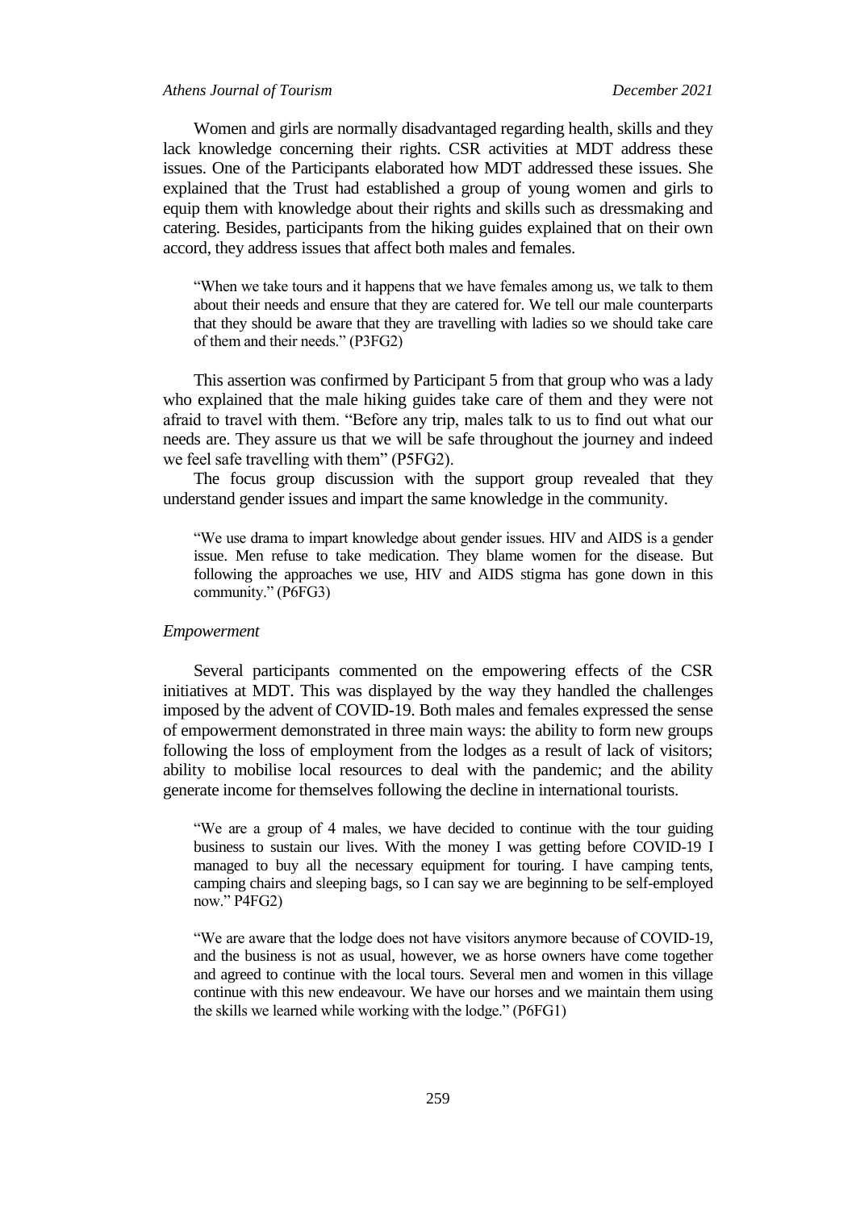Women and girls are normally disadvantaged regarding health, skills and they lack knowledge concerning their rights. CSR activities at MDT address these issues. One of the Participants elaborated how MDT addressed these issues. She explained that the Trust had established a group of young women and girls to equip them with knowledge about their rights and skills such as dressmaking and catering. Besides, participants from the hiking guides explained that on their own accord, they address issues that affect both males and females.

> "When we take tours and it happens that we have females among us, we talk to them about their needs and ensure that they are catered for. We tell our male counterparts that they should be aware that they are travelling with ladies so we should take care of them and their needs." (P3FG2)

This assertion was confirmed by Participant 5 from that group who was a lady who explained that the male hiking guides take care of them and they were not afraid to travel with them. "Before any trip, males talk to us to find out what our needs are. They assure us that we will be safe throughout the journey and indeed we feel safe travelling with them" (P5FG2).

The focus group discussion with the support group revealed that they understand gender issues and impart the same knowledge in the community.

> "We use drama to impart knowledge about gender issues. HIV and AIDS is a gender issue. Men refuse to take medication. They blame women for the disease. But following the approaches we use, HIV and AIDS stigma has gone down in this community." (P6FG3)

*Empowerment*

Several participants commented on the empowering effects of the CSR initiatives at MDT. This was displayed by the way they handled the challenges imposed by the advent of COVID-19. Both males and females expressed the sense of empowerment demonstrated in three main ways: the ability to form new groups following the loss of employment from the lodges as a result of lack of visitors; ability to mobilise local resources to deal with the pandemic; and the ability generate income for themselves following the decline in international tourists.

> "We are a group of 4 males, we have decided to continue with the tour guiding business to sustain our lives. With the money I was getting before COVID-19 I managed to buy all the necessary equipment for touring. I have camping tents, camping chairs and sleeping bags, so I can say we are beginning to be self-employed now." P4FG2)

> "We are aware that the lodge does not have visitors anymore because of COVID-19, and the business is not as usual, however, we as horse owners have come together and agreed to continue with the local tours. Several men and women in this village continue with this new endeavour. We have our horses and we maintain them using the skills we learned while working with the lodge." (P6FG1)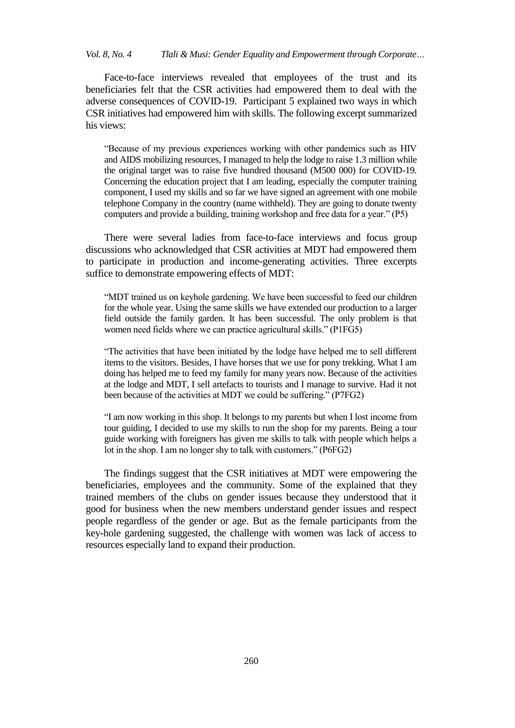Face-to-face interviews revealed that employees of the trust and its beneficiaries felt that the CSR activities had empowered them to deal with the adverse consequences of COVID-19. Participant 5 explained two ways in which CSR initiatives had empowered him with skills. The following excerpt summarized his views:

> "Because of my previous experiences working with other pandemics such as HIV and AIDS mobilizing resources, I managed to help the lodge to raise 1.3 million while the original target was to raise five hundred thousand (M500 000) for COVID-19. Concerning the education project that I am leading, especially the computer training component, I used my skills and so far we have signed an agreement with one mobile telephone Company in the country (name withheld). They are going to donate twenty computers and provide a building, training workshop and free data for a year." (P5)

There were several ladies from face-to-face interviews and focus group discussions who acknowledged that CSR activities at MDT had empowered them to participate in production and income-generating activities. Three excerpts suffice to demonstrate empowering effects of MDT:

> "MDT trained us on keyhole gardening. We have been successful to feed our children for the whole year. Using the same skills we have extended our production to a larger field outside the family garden. It has been successful. The only problem is that women need fields where we can practice agricultural skills." (P1FG5)

> "The activities that have been initiated by the lodge have helped me to sell different items to the visitors. Besides, I have horses that we use for pony trekking. What I am doing has helped me to feed my family for many years now. Because of the activities at the lodge and MDT, I sell artefacts to tourists and I manage to survive. Had it not been because of the activities at MDT we could be suffering." (P7FG2)

> "I am now working in this shop. It belongs to my parents but when I lost income from tour guiding, I decided to use my skills to run the shop for my parents. Being a tour guide working with foreigners has given me skills to talk with people which helps a lot in the shop. I am no longer shy to talk with customers." (P6FG2)

The findings suggest that the CSR initiatives at MDT were empowering the beneficiaries, employees and the community. Some of the explained that they trained members of the clubs on gender issues because they understood that it good for business when the new members understand gender issues and respect people regardless of the gender or age. But as the female participants from the key-hole gardening suggested, the challenge with women was lack of access to resources especially land to expand their production.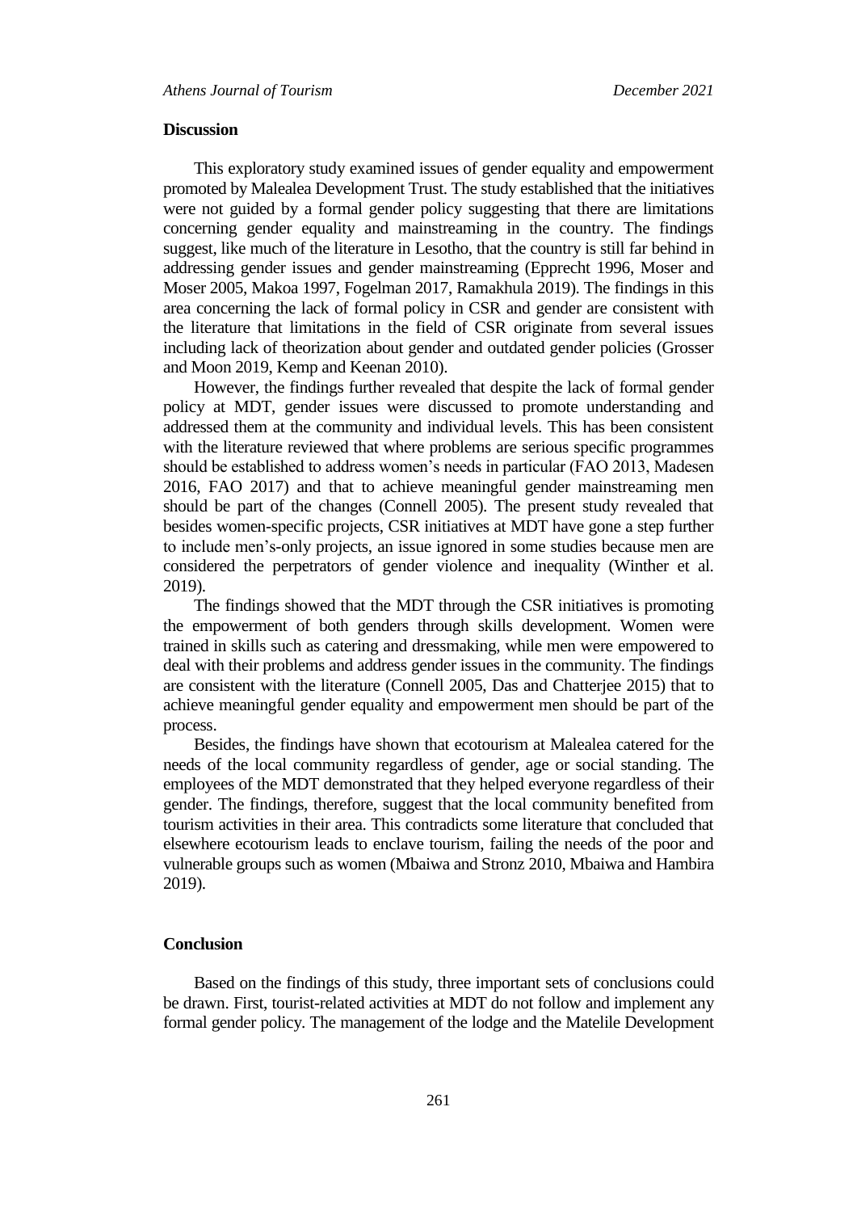## Discussion

This exploratory study examined issues of gender equality and empowerment promoted by Malealea Development Trust. The study established that the initiatives were not guided by a formal gender policy suggesting that there are limitations concerning gender equality and mainstreaming in the country. The findings suggest, like much of the literature in Lesotho, that the country is still far behind in addressing gender issues and gender mainstreaming (Epprecht 1996, Moser and Moser 2005, Makoa 1997, Fogelman 2017, Ramakhula 2019). The findings in this area concerning the lack of formal policy in CSR and gender are consistent with the literature that limitations in the field of CSR originate from several issues including lack of theorization about gender and outdated gender policies (Grosser and Moon 2019, Kemp and Keenan 2010).

However, the findings further revealed that despite the lack of formal gender policy at MDT, gender issues were discussed to promote understanding and addressed them at the community and individual levels. This has been consistent with the literature reviewed that where problems are serious specific programmes should be established to address women's needs in particular (FAO 2013, Madesen 2016, FAO 2017) and that to achieve meaningful gender mainstreaming men should be part of the changes (Connell 2005). The present study revealed that besides women-specific projects, CSR initiatives at MDT have gone a step further to include men's-only projects, an issue ignored in some studies because men are considered the perpetrators of gender violence and inequality (Winther et al. 2019).

The findings showed that the MDT through the CSR initiatives is promoting the empowerment of both genders through skills development. Women were trained in skills such as catering and dressmaking, while men were empowered to deal with their problems and address gender issues in the community. The findings are consistent with the literature (Connell 2005, Das and Chatterjee 2015) that to achieve meaningful gender equality and empowerment men should be part of the process.

Besides, the findings have shown that ecotourism at Malealea catered for the needs of the local community regardless of gender, age or social standing. The employees of the MDT demonstrated that they helped everyone regardless of their gender. The findings, therefore, suggest that the local community benefited from tourism activities in their area. This contradicts some literature that concluded that elsewhere ecotourism leads to enclave tourism, failing the needs of the poor and vulnerable groups such as women (Mbaiwa and Stronz 2010, Mbaiwa and Hambira 2019).

## Conclusion

Based on the findings of this study, three important sets of conclusions could be drawn. First, tourist-related activities at MDT do not follow and implement any formal gender policy. The management of the lodge and the Matelile Development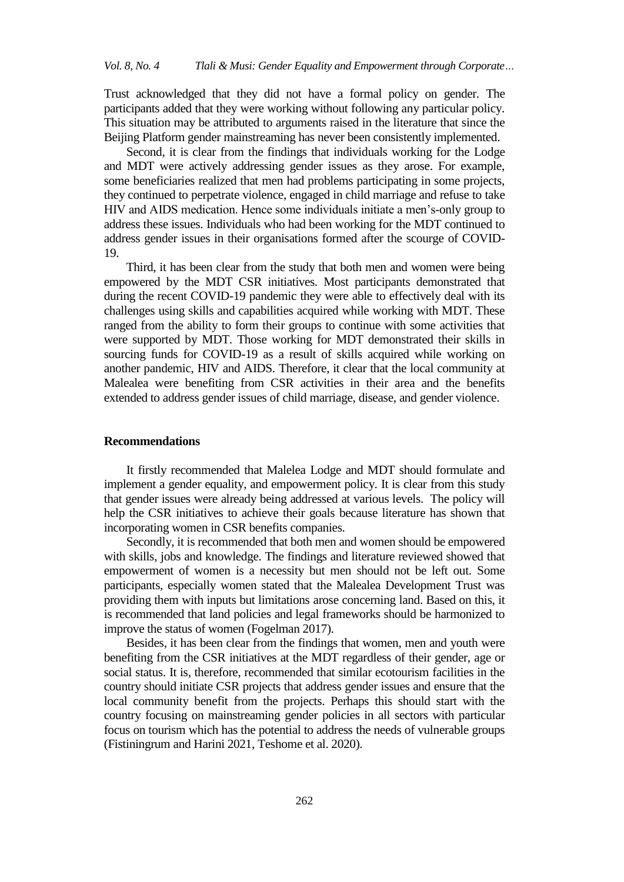Trust acknowledged that they did not have a formal policy on gender. The participants added that they were working without following any particular policy. This situation may be attributed to arguments raised in the literature that since the Beijing Platform gender mainstreaming has never been consistently implemented.

Second, it is clear from the findings that individuals working for the Lodge and MDT were actively addressing gender issues as they arose. For example, some beneficiaries realized that men had problems participating in some projects, they continued to perpetrate violence, engaged in child marriage and refuse to take HIV and AIDS medication. Hence some individuals initiate a men's-only group to address these issues. Individuals who had been working for the MDT continued to address gender issues in their organisations formed after the scourge of COVID-19.

Third, it has been clear from the study that both men and women were being empowered by the MDT CSR initiatives. Most participants demonstrated that during the recent COVID-19 pandemic they were able to effectively deal with its challenges using skills and capabilities acquired while working with MDT. These ranged from the ability to form their groups to continue with some activities that were supported by MDT. Those working for MDT demonstrated their skills in sourcing funds for COVID-19 as a result of skills acquired while working on another pandemic, HIV and AIDS. Therefore, it clear that the local community at Malealea were benefiting from CSR activities in their area and the benefits extended to address gender issues of child marriage, disease, and gender violence.

### Recommendations

It firstly recommended that Malelea Lodge and MDT should formulate and implement a gender equality, and empowerment policy. It is clear from this study that gender issues were already being addressed at various levels. The policy will help the CSR initiatives to achieve their goals because literature has shown that incorporating women in CSR benefits companies.

Secondly, it is recommended that both men and women should be empowered with skills, jobs and knowledge. The findings and literature reviewed showed that empowerment of women is a necessity but men should not be left out. Some participants, especially women stated that the Malealea Development Trust was providing them with inputs but limitations arose concerning land. Based on this, it is recommended that land policies and legal frameworks should be harmonized to improve the status of women (Fogelman 2017).

Besides, it has been clear from the findings that women, men and youth were benefiting from the CSR initiatives at the MDT regardless of their gender, age or social status. It is, therefore, recommended that similar ecotourism facilities in the country should initiate CSR projects that address gender issues and ensure that the local community benefit from the projects. Perhaps this should start with the country focusing on mainstreaming gender policies in all sectors with particular focus on tourism which has the potential to address the needs of vulnerable groups (Fistiningrum and Harini 2021, Teshome et al. 2020).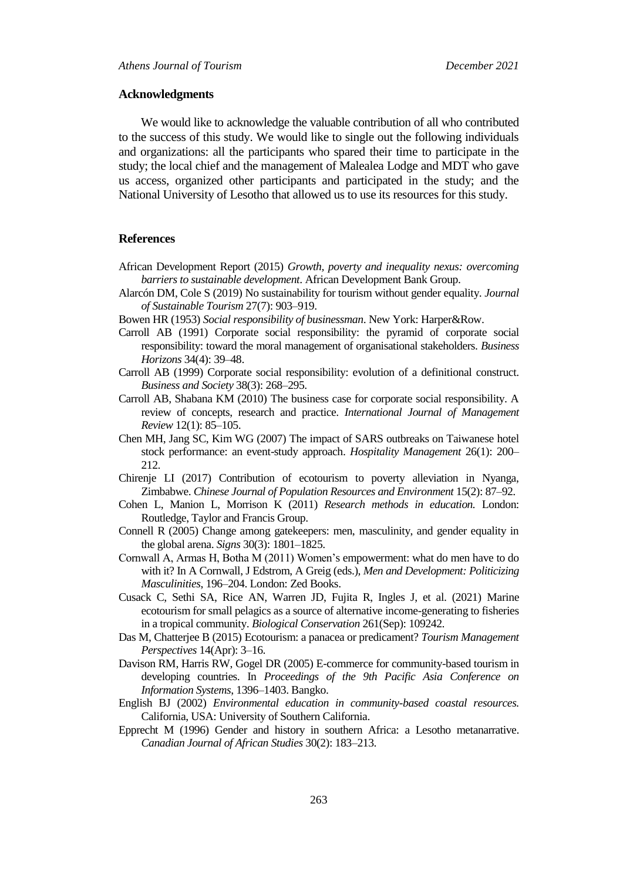## Acknowledgments

We would like to acknowledge the valuable contribution of all who contributed to the success of this study. We would like to single out the following individuals and organizations: all the participants who spared their time to participate in the study; the local chief and the management of Malealea Lodge and MDT who gave us access, organized other participants and participated in the study; and the National University of Lesotho that allowed us to use its resources for this study.

## References

African Development Report (2015) *Growth, poverty and inequality nexus: overcoming barriers to sustainable development*. African Development Bank Group.

Alarcón DM, Cole S (2019) No sustainability for tourism without gender equality. *Journal of Sustainable Tourism* 27(7): 903–919.

Bowen HR (1953) *Social responsibility of businessman*. New York: Harper&Row.

Carroll AB (1991) Corporate social responsibility: the pyramid of corporate social responsibility: toward the moral management of organisational stakeholders. *Business Horizons* 34(4): 39–48.

Carroll AB (1999) Corporate social responsibility: evolution of a definitional construct. *Business and Society* 38(3): 268–295.

Carroll AB, Shabana KM (2010) The business case for corporate social responsibility. A review of concepts, research and practice. *International Journal of Management Review* 12(1): 85–105.

Chen MH, Jang SC, Kim WG (2007) The impact of SARS outbreaks on Taiwanese hotel stock performance: an event-study approach. *Hospitality Management* 26(1): 200–212.

Chirenje LI (2017) Contribution of ecotourism to poverty alleviation in Nyanga, Zimbabwe. *Chinese Journal of Population Resources and Environment* 15(2): 87–92.

Cohen L, Manion L, Morrison K (2011) *Research methods in education.* London: Routledge, Taylor and Francis Group.

Connell R (2005) Change among gatekeepers: men, masculinity, and gender equality in the global arena. *Signs* 30(3): 1801–1825.

Cornwall A, Armas H, Botha M (2011) Women's empowerment: what do men have to do with it? In A Cornwall, J Edstrom, A Greig (eds.), *Men and Development: Politicizing Masculinities*, 196–204. London: Zed Books.

Cusack C, Sethi SA, Rice AN, Warren JD, Fujita R, Ingles J, et al. (2021) Marine ecotourism for small pelagics as a source of alternative income-generating to fisheries in a tropical community. *Biological Conservation* 261(Sep): 109242.

Das M, Chatterjee B (2015) Ecotourism: a panacea or predicament? *Tourism Management Perspectives* 14(Apr): 3–16.

Davison RM, Harris RW, Gogel DR (2005) E-commerce for community-based tourism in developing countries. In *Proceedings of the 9th Pacific Asia Conference on Information Systems*, 1396–1403. Bangko.

English BJ (2002) *Environmental education in community-based coastal resources.* California, USA: University of Southern California.

Epprecht M (1996) Gender and history in southern Africa: a Lesotho metanarrative. *Canadian Journal of African Studies* 30(2): 183–213.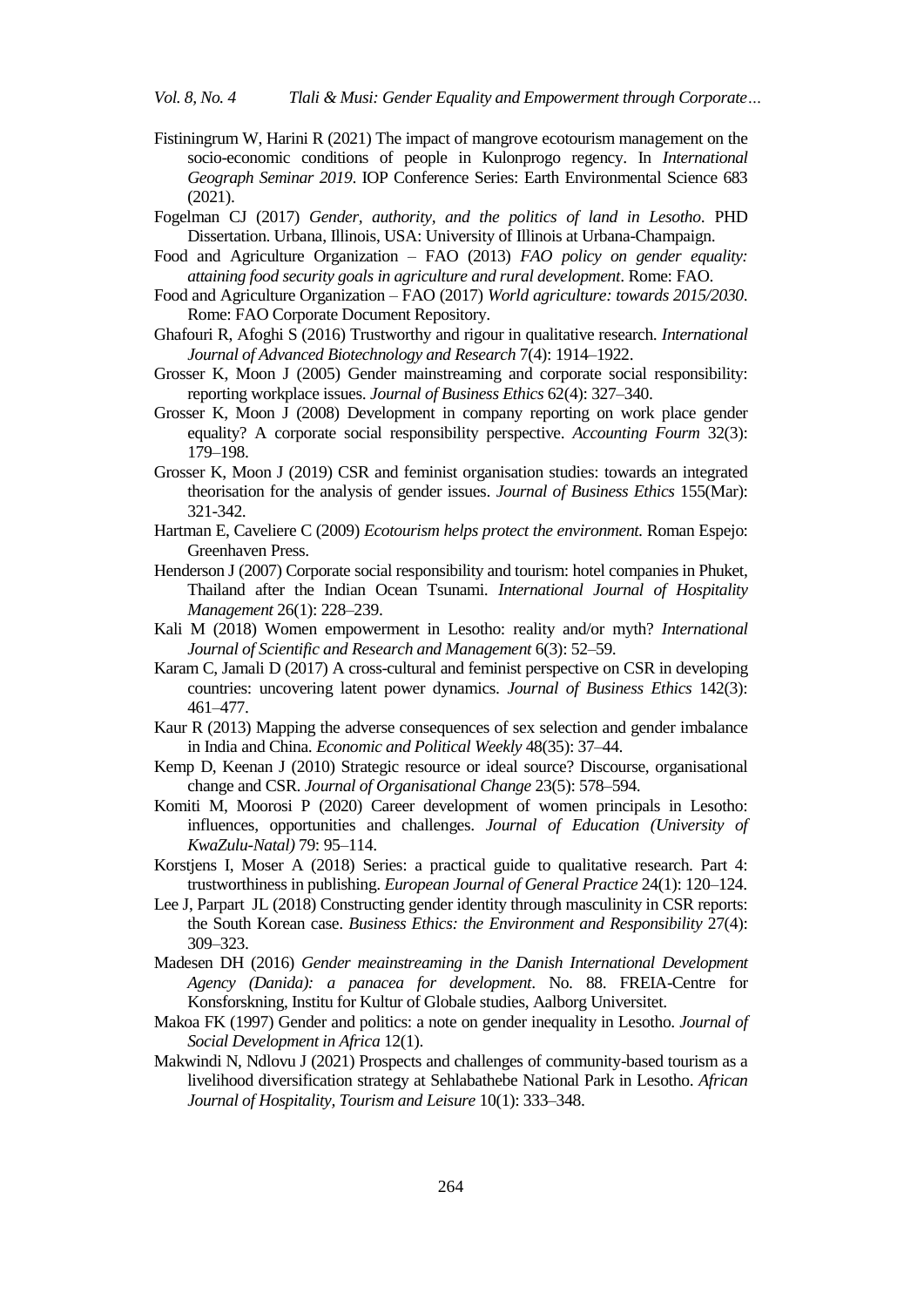Fistiningrum W, Harini R (2021) The impact of mangrove ecotourism management on the socio-economic conditions of people in Kulonprogo regency. In *International Geograph Seminar 2019*. IOP Conference Series: Earth Environmental Science 683 (2021).

Fogelman CJ (2017) *Gender, authority, and the politics of land in Lesotho*. PHD Dissertation. Urbana, Illinois, USA: University of Illinois at Urbana-Champaign.

Food and Agriculture Organization – FAO (2013) *FAO policy on gender equality: attaining food security goals in agriculture and rural development*. Rome: FAO.

Food and Agriculture Organization – FAO (2017) *World agriculture: towards 2015/2030*. Rome: FAO Corporate Document Repository.

Ghafouri R, Afoghi S (2016) Trustworthy and rigour in qualitative research. *International Journal of Advanced Biotechnology and Research* 7(4): 1914–1922.

Grosser K, Moon J (2005) Gender mainstreaming and corporate social responsibility: reporting workplace issues. *Journal of Business Ethics* 62(4): 327–340.

Grosser K, Moon J (2008) Development in company reporting on work place gender equality? A corporate social responsibility perspective. *Accounting Fourm* 32(3): 179–198.

Grosser K, Moon J (2019) CSR and feminist organisation studies: towards an integrated theorisation for the analysis of gender issues. *Journal of Business Ethics* 155(Mar): 321-342.

Hartman E, Caveliere C (2009) *Ecotourism helps protect the environment.* Roman Espejo: Greenhaven Press.

Henderson J (2007) Corporate social responsibility and tourism: hotel companies in Phuket, Thailand after the Indian Ocean Tsunami. *International Journal of Hospitality Management* 26(1): 228–239.

Kali M (2018) Women empowerment in Lesotho: reality and/or myth? *International Journal of Scientific and Research and Management* 6(3): 52–59.

Karam C, Jamali D (2017) A cross-cultural and feminist perspective on CSR in developing countries: uncovering latent power dynamics. *Journal of Business Ethics* 142(3): 461–477.

Kaur R (2013) Mapping the adverse consequences of sex selection and gender imbalance in India and China. *Economic and Political Weekly* 48(35): 37–44.

Kemp D, Keenan J (2010) Strategic resource or ideal source? Discourse, organisational change and CSR. *Journal of Organisational Change* 23(5): 578–594.

Komiti M, Moorosi P (2020) Career development of women principals in Lesotho: influences, opportunities and challenges. *Journal of Education (University of KwaZulu-Natal)* 79: 95–114.

Korstjens I, Moser A (2018) Series: a practical guide to qualitative research. Part 4: trustworthiness in publishing. *European Journal of General Practice* 24(1): 120–124.

Lee J, Parpart JL (2018) Constructing gender identity through masculinity in CSR reports: the South Korean case. *Business Ethics: the Environment and Responsibility* 27(4): 309–323.

Madesen DH (2016) *Gender meainstreaming in the Danish International Development Agency (Danida): a panacea for development*. No. 88. FREIA-Centre for Konsforskning, Institu for Kultur of Globale studies, Aalborg Universitet.

Makoa FK (1997) Gender and politics: a note on gender inequality in Lesotho. *Journal of Social Development in Africa* 12(1).

Makwindi N, Ndlovu J (2021) Prospects and challenges of community-based tourism as a livelihood diversification strategy at Sehlabathebe National Park in Lesotho. *African Journal of Hospitality, Tourism and Leisure* 10(1): 333–348.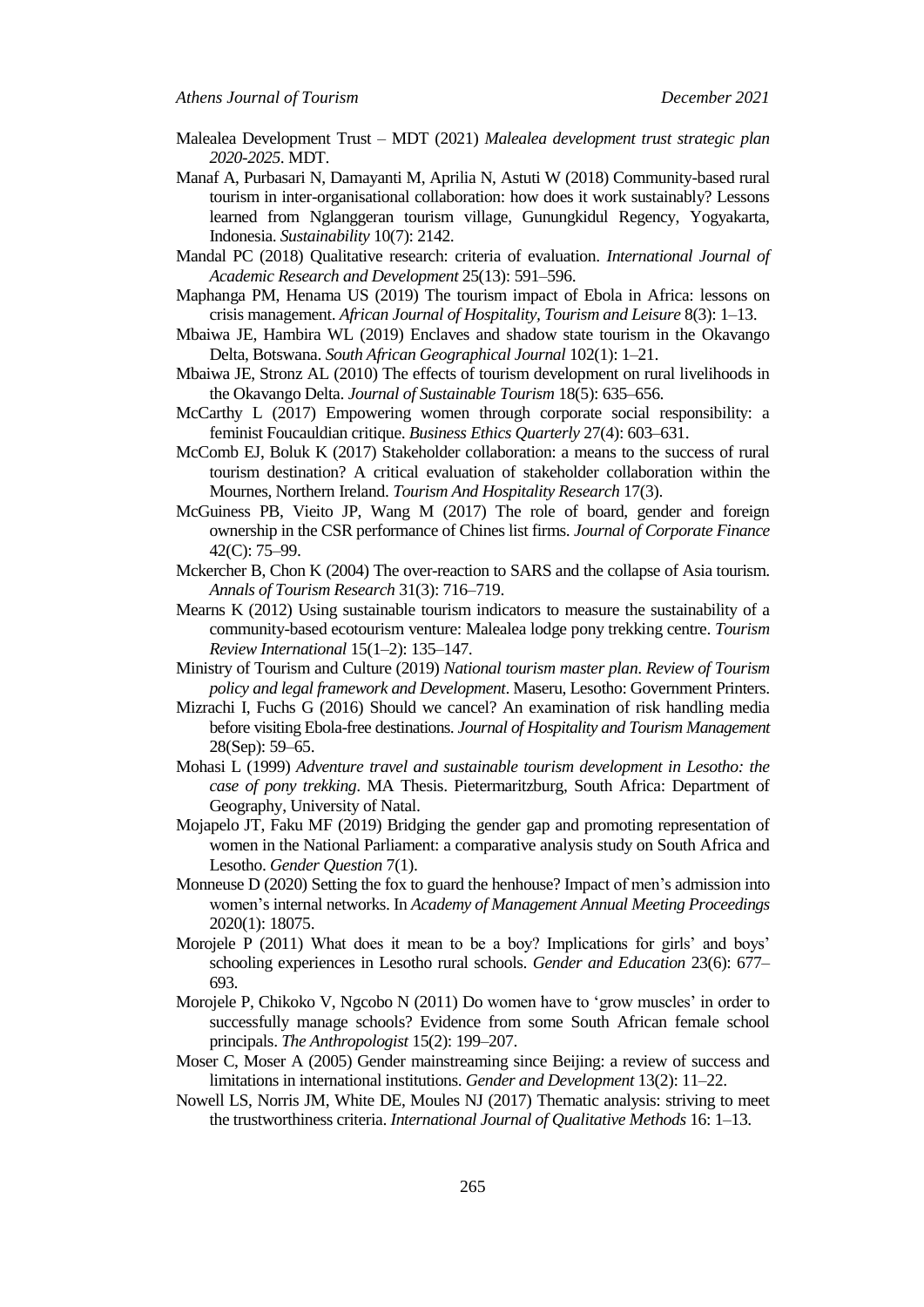Malealea Development Trust – MDT (2021) *Malealea development trust strategic plan 2020-2025*. MDT.

Manaf A, Purbasari N, Damayanti M, Aprilia N, Astuti W (2018) Community-based rural tourism in inter-organisational collaboration: how does it work sustainably? Lessons learned from Nglanggeran tourism village, Gunungkidul Regency, Yogyakarta, Indonesia. *Sustainability* 10(7): 2142.

Mandal PC (2018) Qualitative research: criteria of evaluation. *International Journal of Academic Research and Development* 25(13): 591–596.

Maphanga PM, Henama US (2019) The tourism impact of Ebola in Africa: lessons on crisis management. *African Journal of Hospitality, Tourism and Leisure* 8(3): 1–13.

Mbaiwa JE, Hambira WL (2019) Enclaves and shadow state tourism in the Okavango Delta, Botswana. *South African Geographical Journal* 102(1): 1–21.

Mbaiwa JE, Stronz AL (2010) The effects of tourism development on rural livelihoods in the Okavango Delta. *Journal of Sustainable Tourism* 18(5): 635–656.

McCarthy L (2017) Empowering women through corporate social responsibility: a feminist Foucauldian critique. *Business Ethics Quarterly* 27(4): 603–631.

McComb EJ, Boluk K (2017) Stakeholder collaboration: a means to the success of rural tourism destination? A critical evaluation of stakeholder collaboration within the Mournes, Northern Ireland. *Tourism And Hospitality Research* 17(3).

McGuiness PB, Vieito JP, Wang M (2017) The role of board, gender and foreign ownership in the CSR performance of Chines list firms. *Journal of Corporate Finance* 42(C): 75–99.

Mckercher B, Chon K (2004) The over-reaction to SARS and the collapse of Asia tourism. *Annals of Tourism Research* 31(3): 716–719.

Mearns K (2012) Using sustainable tourism indicators to measure the sustainability of a community-based ecotourism venture: Malealea lodge pony trekking centre. *Tourism Review International* 15(1–2): 135–147.

Ministry of Tourism and Culture (2019) *National tourism master plan. Review of Tourism policy and legal framework and Development*. Maseru, Lesotho: Government Printers.

Mizrachi I, Fuchs G (2016) Should we cancel? An examination of risk handling media before visiting Ebola-free destinations. *Journal of Hospitality and Tourism Management* 28(Sep): 59–65.

Mohasi L (1999) *Adventure travel and sustainable tourism development in Lesotho: the case of pony trekking*. MA Thesis. Pietermaritzburg, South Africa: Department of Geography, University of Natal.

Mojapelo JT, Faku MF (2019) Bridging the gender gap and promoting representation of women in the National Parliament: a comparative analysis study on South Africa and Lesotho. *Gender Question* 7(1).

Monneuse D (2020) Setting the fox to guard the henhouse? Impact of men's admission into women's internal networks. In *Academy of Management Annual Meeting Proceedings* 2020(1): 18075.

Morojele P (2011) What does it mean to be a boy? Implications for girls' and boys' schooling experiences in Lesotho rural schools. *Gender and Education* 23(6): 677–693.

Morojele P, Chikoko V, Ngcobo N (2011) Do women have to 'grow muscles' in order to successfully manage schools? Evidence from some South African female school principals. *The Anthropologist* 15(2): 199–207.

Moser C, Moser A (2005) Gender mainstreaming since Beijing: a review of success and limitations in international institutions. *Gender and Development* 13(2): 11–22.

Nowell LS, Norris JM, White DE, Moules NJ (2017) Thematic analysis: striving to meet the trustworthiness criteria. *International Journal of Qualitative Methods* 16: 1–13.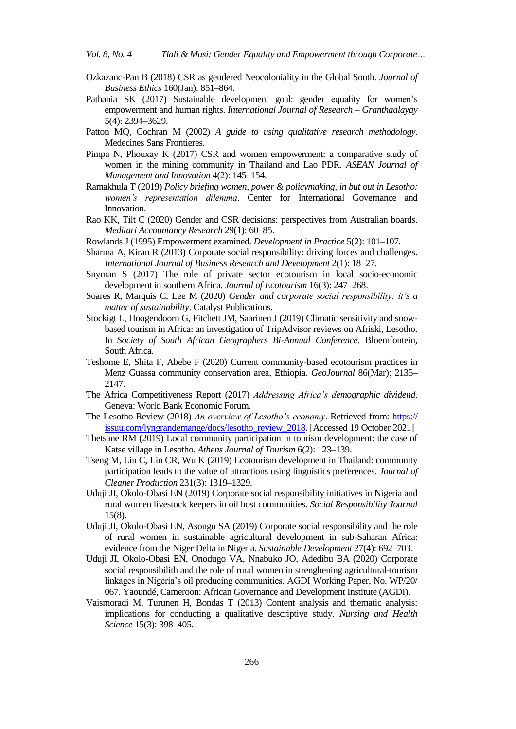Ozkazanc-Pan B (2018) CSR as gendered Neocoloniality in the Global South. *Journal of Business Ethics* 160(Jan): 851–864.

Pathania SK (2017) Sustainable development goal: gender equality for women's empowerment and human rights. *International Journal of Research – Granthaalayay* 5(4): 2394–3629.

Patton MQ, Cochran M (2002) *A guide to using qualitative research methodology*. Medecines Sans Frontieres.

Pimpa N, Phouxay K (2017) CSR and women empowerment: a comparative study of women in the mining community in Thailand and Lao PDR. *ASEAN Journal of Management and Innovation* 4(2): 145–154.

Ramakhula T (2019) *Policy briefing women, power & policymaking, in but out in Lesotho: women's representation dilemma*. Center for International Governance and Innovation.

Rao KK, Tilt C (2020) Gender and CSR decisions: perspectives from Australian boards. *Meditari Accountancy Research* 29(1): 60–85.

Rowlands J (1995) Empowerment examined. *Development in Practice* 5(2): 101–107.

Sharma A, Kiran R (2013) Corporate social responsibility: driving forces and challenges. *International Journal of Business Research and Development* 2(1): 18–27.

Snyman S (2017) The role of private sector ecotourism in local socio-economic development in southern Africa. *Journal of Ecotourism* 16(3): 247–268.

Soares R, Marquis C, Lee M (2020) *Gender and corporate social responsibility: it's a matter of sustainability*. Catalyst Publications.

Stockigt L, Hoogendoorn G, Fitchett JM, Saarinen J (2019) Climatic sensitivity and snow-based tourism in Africa: an investigation of TripAdvisor reviews on Afriski, Lesotho. In *Society of South African Geographers Bi-Annual Conference*. Bloemfontein, South Africa.

Teshome E, Shita F, Abebe F (2020) Current community-based ecotourism practices in Menz Guassa community conservation area, Ethiopia. *GeoJournal* 86(Mar): 2135–2147.

The Africa Competitiveness Report (2017) *Addressing Africa's demographic dividend*. Geneva: World Bank Economic Forum.

The Lesotho Review (2018) *An overview of Lesotho's economy*. Retrieved from: https://issuu.com/lyngrandemange/docs/lesotho_review_2018. [Accessed 19 October 2021]

Thetsane RM (2019) Local community participation in tourism development: the case of Katse village in Lesotho. *Athens Journal of Tourism* 6(2): 123–139.

Tseng M, Lin C, Lin CR, Wu K (2019) Ecotourism development in Thailand: community participation leads to the value of attractions using linguistics preferences. *Journal of Cleaner Production* 231(3): 1319–1329.

Uduji JI, Okolo-Obasi EN (2019) Corporate social responsibility initiatives in Nigeria and rural women livestock keepers in oil host communities. *Social Responsibility Journal* 15(8).

Uduji JI, Okolo-Obasi EN, Asongu SA (2019) Corporate social responsibility and the role of rural women in sustainable agricultural development in sub-Saharan Africa: evidence from the Niger Delta in Nigeria. *Sustainable Development* 27(4): 692–703.

Uduji JI, Okolo-Obasi EN, Onodugo VA, Nnabuko JO, Adedibu BA (2020) Corporate social responsibilith and the role of rural women in strenghening agricultural-tourism linkages in Nigeria's oil producing communities. AGDI Working Paper, No. WP/20/067. Yaoundé, Cameroon: African Governance and Development Institute (AGDI).

Vaismoradi M, Turunen H, Bondas T (2013) Content analysis and thematic analysis: implications for conducting a qualitative descriptive study. *Nursing and Health Science* 15(3): 398–405.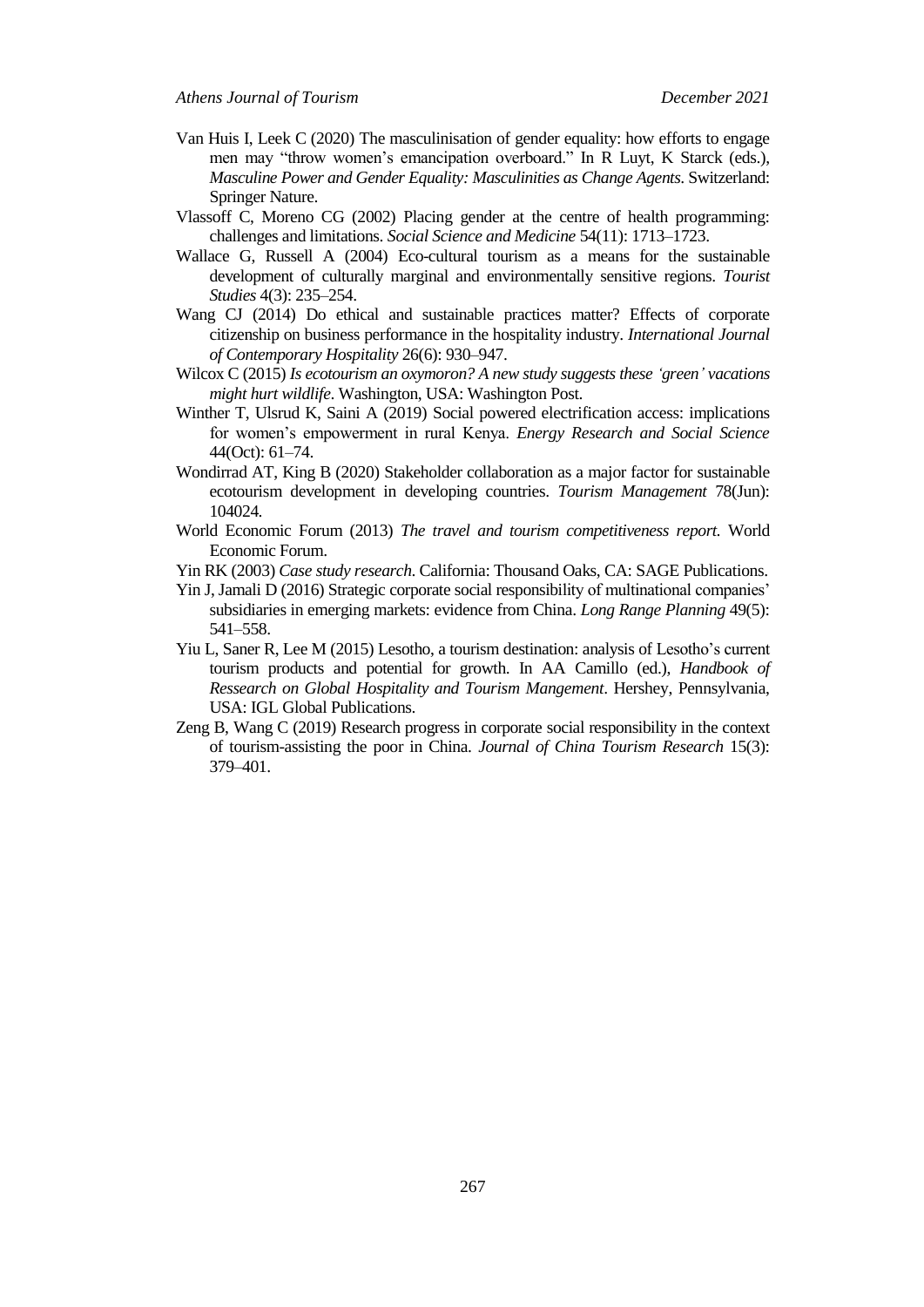Van Huis I, Leek C (2020) The masculinisation of gender equality: how efforts to engage men may "throw women's emancipation overboard." In R Luyt, K Starck (eds.), *Masculine Power and Gender Equality: Masculinities as Change Agents*. Switzerland: Springer Nature.

Vlassoff C, Moreno CG (2002) Placing gender at the centre of health programming: challenges and limitations. *Social Science and Medicine* 54(11): 1713–1723.

Wallace G, Russell A (2004) Eco-cultural tourism as a means for the sustainable development of culturally marginal and environmentally sensitive regions. *Tourist Studies* 4(3): 235–254.

Wang CJ (2014) Do ethical and sustainable practices matter? Effects of corporate citizenship on business performance in the hospitality industry. *International Journal of Contemporary Hospitality* 26(6): 930–947.

Wilcox C (2015) *Is ecotourism an oxymoron? A new study suggests these 'green' vacations might hurt wildlife*. Washington, USA: Washington Post.

Winther T, Ulsrud K, Saini A (2019) Social powered electrification access: implications for women's empowerment in rural Kenya. *Energy Research and Social Science* 44(Oct): 61–74.

Wondirrad AT, King B (2020) Stakeholder collaboration as a major factor for sustainable ecotourism development in developing countries. *Tourism Management* 78(Jun): 104024.

World Economic Forum (2013) *The travel and tourism competitiveness report*. World Economic Forum.

Yin RK (2003) *Case study research*. California: Thousand Oaks, CA: SAGE Publications.

Yin J, Jamali D (2016) Strategic corporate social responsibility of multinational companies' subsidiaries in emerging markets: evidence from China. *Long Range Planning* 49(5): 541–558.

Yiu L, Saner R, Lee M (2015) Lesotho, a tourism destination: analysis of Lesotho's current tourism products and potential for growth. In AA Camillo (ed.), *Handbook of Ressearch on Global Hospitality and Tourism Mangement*. Hershey, Pennsylvania, USA: IGL Global Publications.

Zeng B, Wang C (2019) Research progress in corporate social responsibility in the context of tourism-assisting the poor in China. *Journal of China Tourism Research* 15(3): 379–401.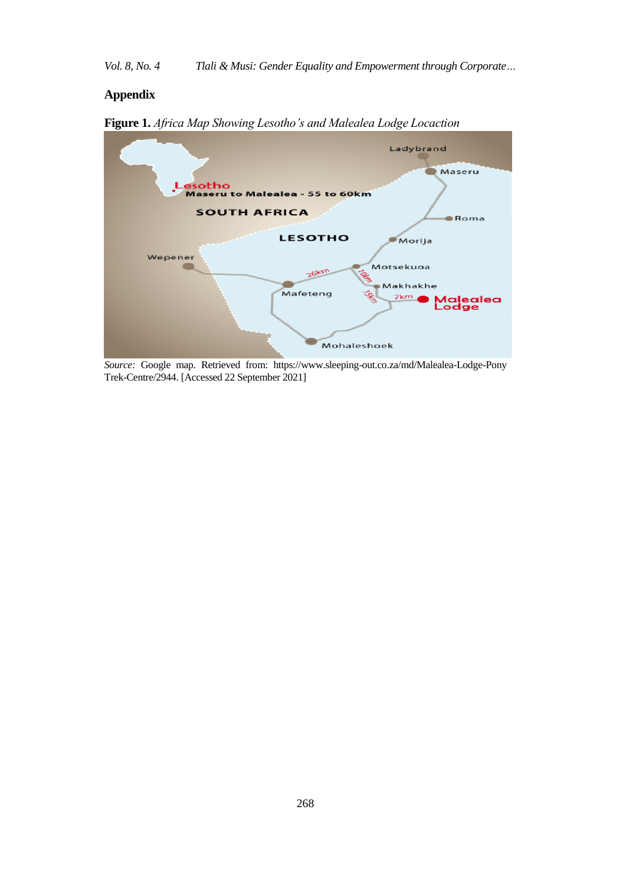## Appendix

**Figure 1.** *Africa Map Showing Lesotho's and Malealea Lodge Locaction*

Ladybrand
Maseru
Lesotho
Maseru to Malealea - 55 to 60km
SOUTH AFRICA
Roma
LESOTHO
Morija
Wepener
Motsekuoa
26km
10km
Makhakhe
Mafeteng
15km
7km
Malealea Lodge
Mohaleshoek

*Source:* Google map. Retrieved from: https://www.sleeping-out.co.za/md/Malealea-Lodge-Pony Trek-Centre/2944. [Accessed 22 September 2021]